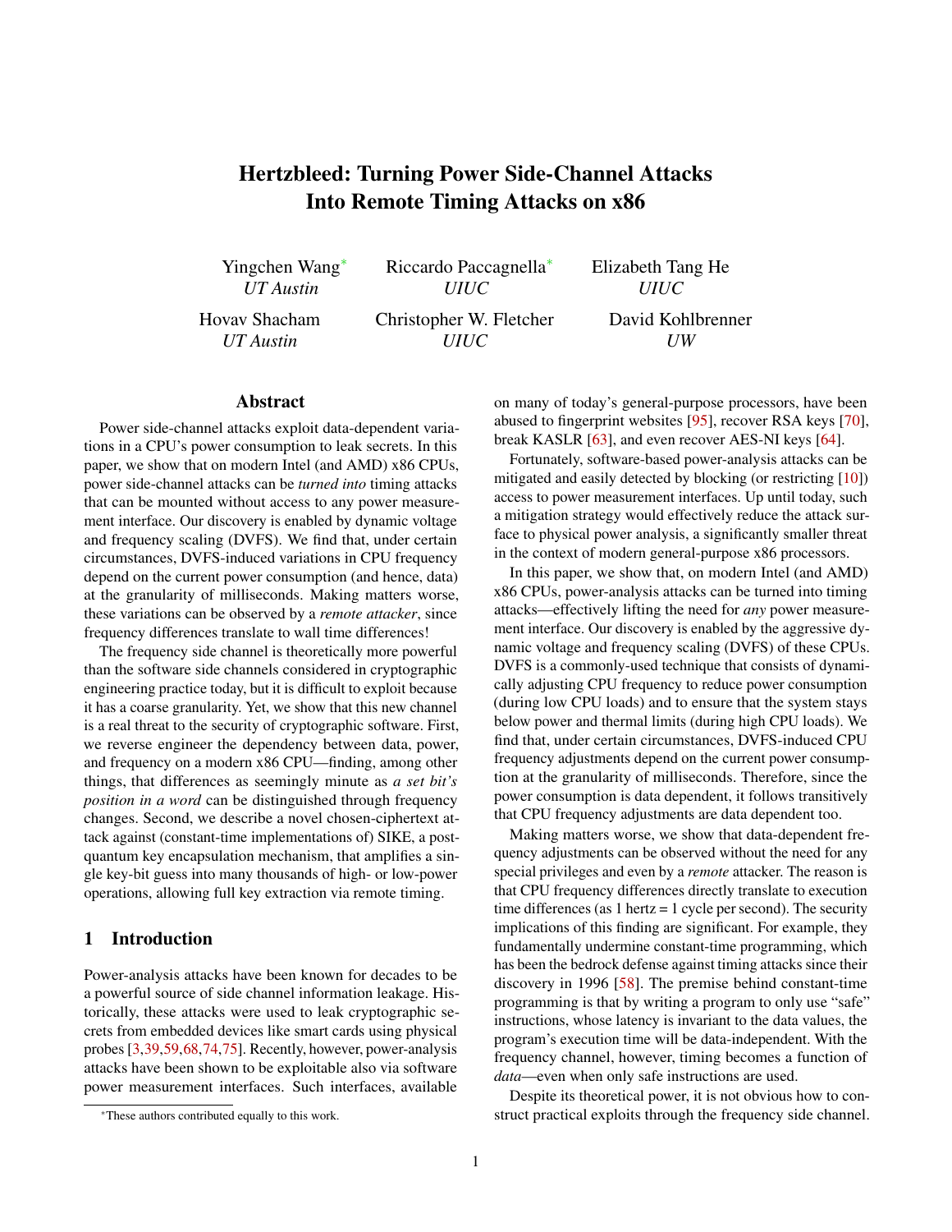# Hertzbleed: Turning Power Side-Channel Attacks Into Remote Timing Attacks on x86

Yingchen Wang* (UT Austin), Riccardo Paccagnella* (UIUC), Elizabeth Tang He (UIUC), Hovav Shacham (UT Austin), Christopher W. Fletcher (UIUC), David Kohlbrenner (UW)

## Abstract

Power side-channel attacks exploit data-dependent variations in a CPU's power consumption to leak secrets. In this paper, we show that on modern Intel (and AMD) x86 CPUs, power side-channel attacks can be *turned into* timing attacks that can be mounted without access to any power measurement interface. Our discovery is enabled by dynamic voltage and frequency scaling (DVFS). We find that, under certain circumstances, DVFS-induced variations in CPU frequency depend on the current power consumption (and hence, data) at the granularity of milliseconds. Making matters worse, these variations can be observed by a *remote attacker*, since frequency differences translate to wall time differences!

The frequency side channel is theoretically more powerful than the software side channels considered in cryptographic engineering practice today, but it is difficult to exploit because it has a coarse granularity. Yet, we show that this new channel is a real threat to the security of cryptographic software. First, we reverse engineer the dependency between data, power, and frequency on a modern x86 CPU—finding, among other things, that differences as seemingly minute as *a set bit's position in a word* can be distinguished through frequency changes. Second, we describe a novel chosen-ciphertext attack against (constant-time implementations of) SIKE, a post-quantum key encapsulation mechanism, that amplifies a single key-bit guess into many thousands of high- or low-power operations, allowing full key extraction via remote timing.

## 1 Introduction

Power-analysis attacks have been known for decades to be a powerful source of side channel information leakage. Historically, these attacks were used to leak cryptographic secrets from embedded devices like smart cards using physical probes [3,39,59,68,74,75]. Recently, however, power-analysis attacks have been shown to be exploitable also via software power measurement interfaces. Such interfaces, available on many of today's general-purpose processors, have been abused to fingerprint websites [95], recover RSA keys [70], break KASLR [63], and even recover AES-NI keys [64].

Fortunately, software-based power-analysis attacks can be mitigated and easily detected by blocking (or restricting [10]) access to power measurement interfaces. Up until today, such a mitigation strategy would effectively reduce the attack surface to physical power analysis, a significantly smaller threat in the context of modern general-purpose x86 processors.

In this paper, we show that, on modern Intel (and AMD) x86 CPUs, power-analysis attacks can be turned into timing attacks—effectively lifting the need for *any* power measurement interface. Our discovery is enabled by the aggressive dynamic voltage and frequency scaling (DVFS) of these CPUs. DVFS is a commonly-used technique that consists of dynamically adjusting CPU frequency to reduce power consumption (during low CPU loads) and to ensure that the system stays below power and thermal limits (during high CPU loads). We find that, under certain circumstances, DVFS-induced CPU frequency adjustments depend on the current power consumption at the granularity of milliseconds. Therefore, since the power consumption is data dependent, it follows transitively that CPU frequency adjustments are data dependent too.

Making matters worse, we show that data-dependent frequency adjustments can be observed without the need for any special privileges and even by a *remote* attacker. The reason is that CPU frequency differences directly translate to execution time differences (as 1 hertz = 1 cycle per second). The security implications of this finding are significant. For example, they fundamentally undermine constant-time programming, which has been the bedrock defense against timing attacks since their discovery in 1996 [58]. The premise behind constant-time programming is that by writing a program to only use "safe" instructions, whose latency is invariant to the data values, the program's execution time will be data-independent. With the frequency channel, however, timing becomes a function of *data*—even when only safe instructions are used.

Despite its theoretical power, it is not obvious how to construct practical exploits through the frequency side channel.

*These authors contributed equally to this work.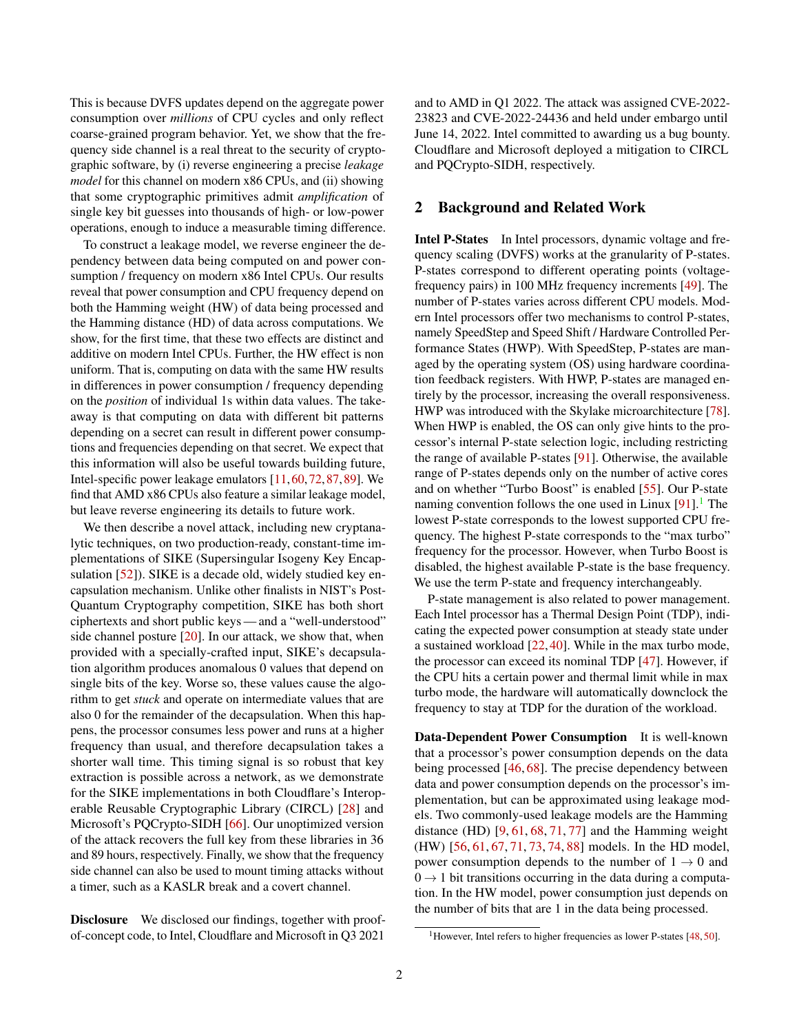This is because DVFS updates depend on the aggregate power consumption over *millions* of CPU cycles and only reflect coarse-grained program behavior. Yet, we show that the frequency side channel is a real threat to the security of cryptographic software, by (i) reverse engineering a precise *leakage model* for this channel on modern x86 CPUs, and (ii) showing that some cryptographic primitives admit *amplification* of single key bit guesses into thousands of high- or low-power operations, enough to induce a measurable timing difference.

To construct a leakage model, we reverse engineer the dependency between data being computed on and power consumption / frequency on modern x86 Intel CPUs. Our results reveal that power consumption and CPU frequency depend on both the Hamming weight (HW) of data being processed and the Hamming distance (HD) of data across computations. We show, for the first time, that these two effects are distinct and additive on modern Intel CPUs. Further, the HW effect is non uniform. That is, computing on data with the same HW results in differences in power consumption / frequency depending on the *position* of individual 1s within data values. The takeaway is that computing on data with different bit patterns depending on a secret can result in different power consumptions and frequencies depending on that secret. We expect that this information will also be useful towards building future, Intel-specific power leakage emulators [11, 60, 72, 87, 89]. We find that AMD x86 CPUs also feature a similar leakage model, but leave reverse engineering its details to future work.

We then describe a novel attack, including new cryptanalytic techniques, on two production-ready, constant-time implementations of SIKE (Supersingular Isogeny Key Encapsulation [52]). SIKE is a decade old, widely studied key encapsulation mechanism. Unlike other finalists in NIST's Post-Quantum Cryptography competition, SIKE has both short ciphertexts and short public keys — and a "well-understood" side channel posture [20]. In our attack, we show that, when provided with a specially-crafted input, SIKE's decapsulation algorithm produces anomalous 0 values that depend on single bits of the key. Worse so, these values cause the algorithm to get *stuck* and operate on intermediate values that are also 0 for the remainder of the decapsulation. When this happens, the processor consumes less power and runs at a higher frequency than usual, and therefore decapsulation takes a shorter wall time. This timing signal is so robust that key extraction is possible across a network, as we demonstrate for the SIKE implementations in both Cloudflare's Interoperable Reusable Cryptographic Library (CIRCL) [28] and Microsoft's PQCrypto-SIDH [66]. Our unoptimized version of the attack recovers the full key from these libraries in 36 and 89 hours, respectively. Finally, we show that the frequency side channel can also be used to mount timing attacks without a timer, such as a KASLR break and a covert channel.

**Disclosure** We disclosed our findings, together with proof-of-concept code, to Intel, Cloudflare and Microsoft in Q3 2021 and to AMD in Q1 2022. The attack was assigned CVE-2022-23823 and CVE-2022-24436 and held under embargo until June 14, 2022. Intel committed to awarding us a bug bounty. Cloudflare and Microsoft deployed a mitigation to CIRCL and PQCrypto-SIDH, respectively.

## 2 Background and Related Work

**Intel P-States** In Intel processors, dynamic voltage and frequency scaling (DVFS) works at the granularity of P-states. P-states correspond to different operating points (voltage-frequency pairs) in 100 MHz frequency increments [49]. The number of P-states varies across different CPU models. Modern Intel processors offer two mechanisms to control P-states, namely SpeedStep and Speed Shift / Hardware Controlled Performance States (HWP). With SpeedStep, P-states are managed by the operating system (OS) using hardware coordination feedback registers. With HWP, P-states are managed entirely by the processor, increasing the overall responsiveness. HWP was introduced with the Skylake microarchitecture [78]. When HWP is enabled, the OS can only give hints to the processor's internal P-state selection logic, including restricting the range of available P-states [91]. Otherwise, the available range of P-states depends only on the number of active cores and on whether "Turbo Boost" is enabled [55]. Our P-state naming convention follows the one used in Linux [91].[1] The lowest P-state corresponds to the lowest supported CPU frequency. The highest P-state corresponds to the "max turbo" frequency for the processor. However, when Turbo Boost is disabled, the highest available P-state is the base frequency. We use the term P-state and frequency interchangeably.

P-state management is also related to power management. Each Intel processor has a Thermal Design Point (TDP), indicating the expected power consumption at steady state under a sustained workload [22, 40]. While in the max turbo mode, the processor can exceed its nominal TDP [47]. However, if the CPU hits a certain power and thermal limit while in max turbo mode, the hardware will automatically downclock the frequency to stay at TDP for the duration of the workload.

**Data-Dependent Power Consumption** It is well-known that a processor's power consumption depends on the data being processed [46, 68]. The precise dependency between data and power consumption depends on the processor's implementation, but can be approximated using leakage models. Two commonly-used leakage models are the Hamming distance (HD) [9, 61, 68, 71, 77] and the Hamming weight (HW) [56, 61, 67, 71, 73, 74, 88] models. In the HD model, power consumption depends to the number of $1 \rightarrow 0$ and $0 \rightarrow 1$ bit transitions occurring in the data during a computation. In the HW model, power consumption just depends on the number of bits that are 1 in the data being processed.

[1] However, Intel refers to higher frequencies as lower P-states [48, 50].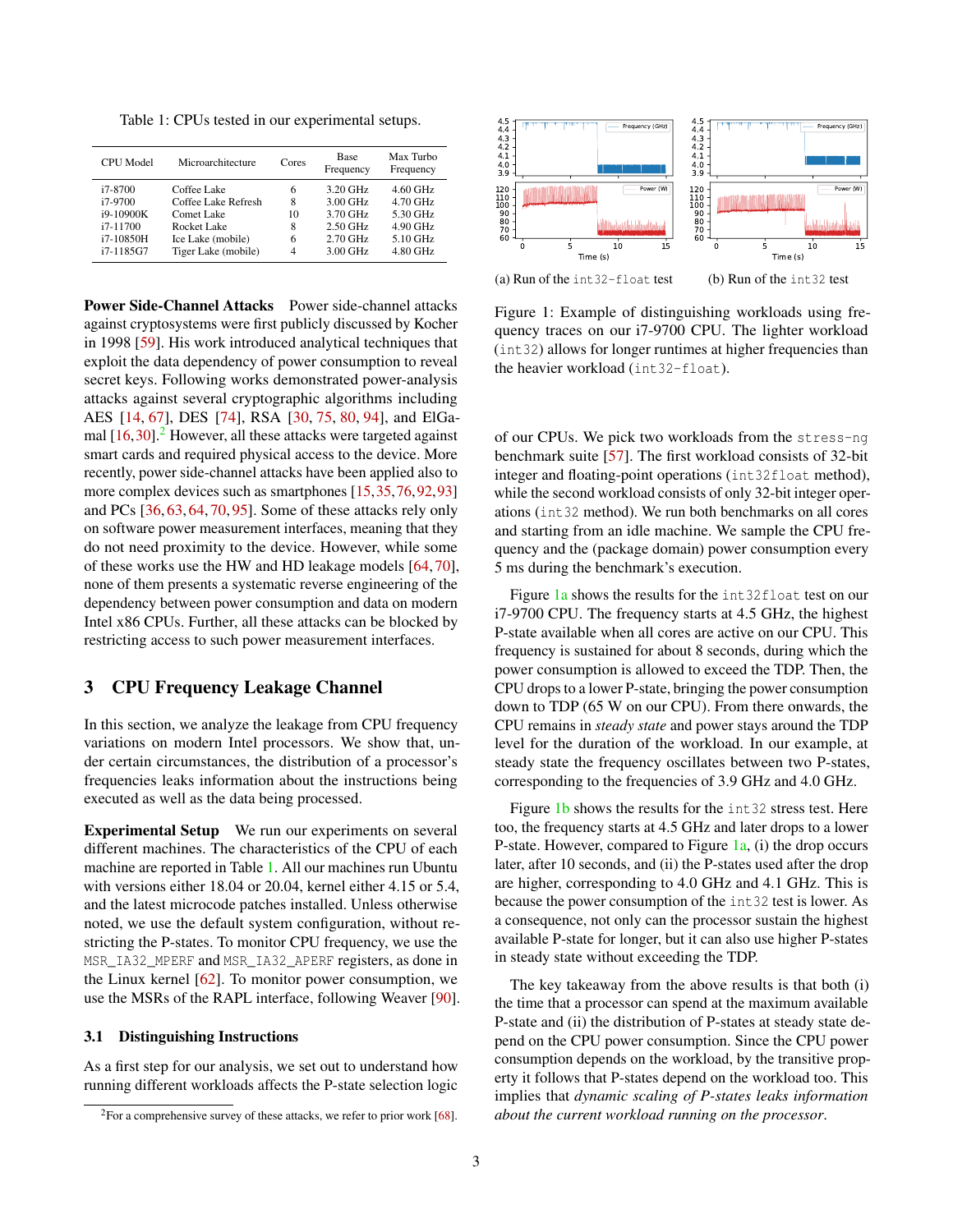Table 1: CPUs tested in our experimental setups.

| CPU Model | Microarchitecture | Cores | Base Frequency | Max Turbo Frequency |
|---|---|---|---|---|
| i7-8700 | Coffee Lake | 6 | 3.20 GHz | 4.60 GHz |
| i7-9700 | Coffee Lake Refresh | 8 | 3.00 GHz | 4.70 GHz |
| i9-10900K | Comet Lake | 10 | 3.70 GHz | 5.30 GHz |
| i7-11700 | Rocket Lake | 8 | 2.50 GHz | 4.90 GHz |
| i7-10850H | Ice Lake (mobile) | 6 | 2.70 GHz | 5.10 GHz |
| i7-1185G7 | Tiger Lake (mobile) | 4 | 3.00 GHz | 4.80 GHz |

**Power Side-Channel Attacks** Power side-channel attacks against cryptosystems were first publicly discussed by Kocher in 1998 [59]. His work introduced analytical techniques that exploit the data dependency of power consumption to reveal secret keys. Following works demonstrated power-analysis attacks against several cryptographic algorithms including AES [14, 67], DES [74], RSA [30, 75, 80, 94], and ElGamal [16,30].[2] However, all these attacks were targeted against smart cards and required physical access to the device. More recently, power side-channel attacks have been applied also to more complex devices such as smartphones [15,35,76,92,93] and PCs [36, 63, 64, 70, 95]. Some of these attacks rely only on software power measurement interfaces, meaning that they do not need proximity to the device. However, while some of these works use the HW and HD leakage models [64, 70], none of them presents a systematic reverse engineering of the dependency between power consumption and data on modern Intel x86 CPUs. Further, all these attacks can be blocked by restricting access to such power measurement interfaces.

## 3 CPU Frequency Leakage Channel

In this section, we analyze the leakage from CPU frequency variations on modern Intel processors. We show that, under certain circumstances, the distribution of a processor's frequencies leaks information about the instructions being executed as well as the data being processed.

**Experimental Setup** We run our experiments on several different machines. The characteristics of the CPU of each machine are reported in Table 1. All our machines run Ubuntu with versions either 18.04 or 20.04, kernel either 4.15 or 5.4, and the latest microcode patches installed. Unless otherwise noted, we use the default system configuration, without restricting the P-states. To monitor CPU frequency, we use the `MSR_IA32_MPERF` and `MSR_IA32_APERF` registers, as done in the Linux kernel [62]. To monitor power consumption, we use the MSRs of the RAPL interface, following Weaver [90].

### 3.1 Distinguishing Instructions

As a first step for our analysis, we set out to understand how running different workloads affects the P-state selection logic of our CPUs. We pick two workloads from the `stress-ng` benchmark suite [57]. The first workload consists of 32-bit integer and floating-point operations (`int32float` method), while the second workload consists of only 32-bit integer operations (`int32` method). We run both benchmarks on all cores and starting from an idle machine. We sample the CPU frequency and the (package domain) power consumption every 5 ms during the benchmark's execution.

(a) Run of the `int32-float` test (b) Run of the `int32` test

Figure 1: Example of distinguishing workloads using frequency traces on our i7-9700 CPU. The lighter workload (`int32`) allows for longer runtimes at higher frequencies than the heavier workload (`int32-float`).

Figure 1a shows the results for the `int32float` test on our i7-9700 CPU. The frequency starts at 4.5 GHz, the highest P-state available when all cores are active on our CPU. This frequency is sustained for about 8 seconds, during which the power consumption is allowed to exceed the TDP. Then, the CPU drops to a lower P-state, bringing the power consumption down to TDP (65 W on our CPU). From there onwards, the CPU remains in *steady state* and power stays around the TDP level for the duration of the workload. In our example, at steady state the frequency oscillates between two P-states, corresponding to the frequencies of 3.9 GHz and 4.0 GHz.

Figure 1b shows the results for the `int32` stress test. Here too, the frequency starts at 4.5 GHz and later drops to a lower P-state. However, compared to Figure 1a, (i) the drop occurs later, after 10 seconds, and (ii) the P-states used after the drop are higher, corresponding to 4.0 GHz and 4.1 GHz. This is because the power consumption of the `int32` test is lower. As a consequence, not only can the processor sustain the highest available P-state for longer, but it can also use higher P-states in steady state without exceeding the TDP.

The key takeaway from the above results is that both (i) the time that a processor can spend at the maximum available P-state and (ii) the distribution of P-states at steady state depend on the CPU power consumption. Since the CPU power consumption depends on the workload, by the transitive property it follows that P-states depend on the workload too. This implies that *dynamic scaling of P-states leaks information about the current workload running on the processor*.

[2] For a comprehensive survey of these attacks, we refer to prior work [68].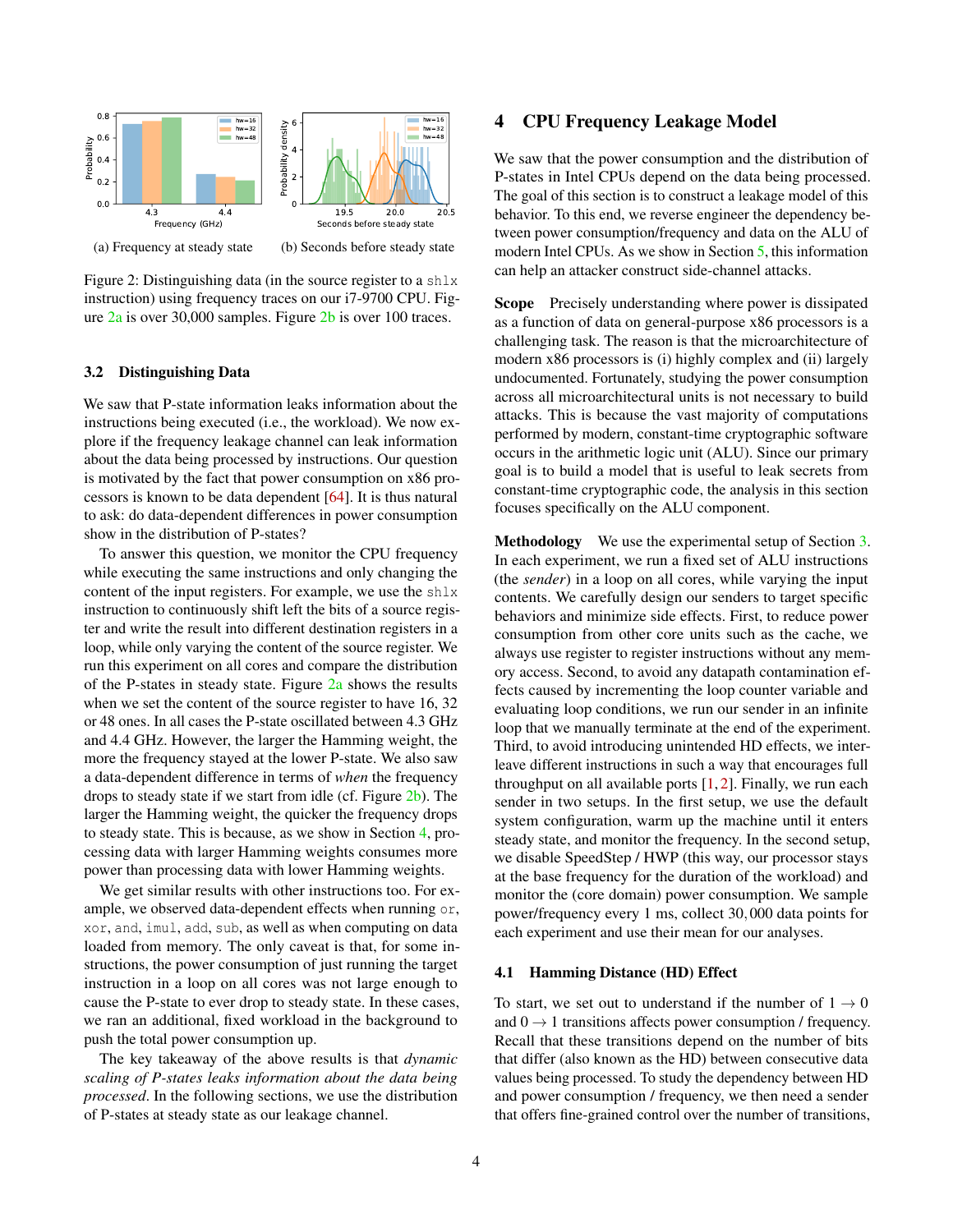(a) Frequency at steady state

(b) Seconds before steady state

Figure 2: Distinguishing data (in the source register to a `shlx` instruction) using frequency traces on our i7-9700 CPU. Figure 2a is over 30,000 samples. Figure 2b is over 100 traces.

### 3.2 Distinguishing Data

We saw that P-state information leaks information about the instructions being executed (i.e., the workload). We now explore if the frequency leakage channel can leak information about the data being processed by instructions. Our question is motivated by the fact that power consumption on x86 processors is known to be data dependent [64]. It is thus natural to ask: do data-dependent differences in power consumption show in the distribution of P-states?

To answer this question, we monitor the CPU frequency while executing the same instructions and only changing the content of the input registers. For example, we use the `shlx` instruction to continuously shift left the bits of a source register and write the result into different destination registers in a loop, while only varying the content of the source register. We run this experiment on all cores and compare the distribution of the P-states in steady state. Figure 2a shows the results when we set the content of the source register to have 16, 32 or 48 ones. In all cases the P-state oscillated between 4.3 GHz and 4.4 GHz. However, the larger the Hamming weight, the more the frequency stayed at the lower P-state. We also saw a data-dependent difference in terms of *when* the frequency drops to steady state if we start from idle (cf. Figure 2b). The larger the Hamming weight, the quicker the frequency drops to steady state. This is because, as we show in Section 4, processing data with larger Hamming weights consumes more power than processing data with lower Hamming weights.

We get similar results with other instructions too. For example, we observed data-dependent effects when running `or`, `xor`, `and`, `imul`, `add`, `sub`, as well as when computing on data loaded from memory. The only caveat is that, for some instructions, the power consumption of just running the target instruction in a loop on all cores was not large enough to cause the P-state to ever drop to steady state. In these cases, we ran an additional, fixed workload in the background to push the total power consumption up.

The key takeaway of the above results is that *dynamic scaling of P-states leaks information about the data being processed*. In the following sections, we use the distribution of P-states at steady state as our leakage channel.

## 4 CPU Frequency Leakage Model

We saw that the power consumption and the distribution of P-states in Intel CPUs depend on the data being processed. The goal of this section is to construct a leakage model of this behavior. To this end, we reverse engineer the dependency between power consumption/frequency and data on the ALU of modern Intel CPUs. As we show in Section 5, this information can help an attacker construct side-channel attacks.

**Scope** Precisely understanding where power is dissipated as a function of data on general-purpose x86 processors is a challenging task. The reason is that the microarchitecture of modern x86 processors is (i) highly complex and (ii) largely undocumented. Fortunately, studying the power consumption across all microarchitectural units is not necessary to build attacks. This is because the vast majority of computations performed by modern, constant-time cryptographic software occurs in the arithmetic logic unit (ALU). Since our primary goal is to build a model that is useful to leak secrets from constant-time cryptographic code, the analysis in this section focuses specifically on the ALU component.

**Methodology** We use the experimental setup of Section 3. In each experiment, we run a fixed set of ALU instructions (the *sender*) in a loop on all cores, while varying the input contents. We carefully design our senders to target specific behaviors and minimize side effects. First, to reduce power consumption from other core units such as the cache, we always use register to register instructions without any memory access. Second, to avoid any datapath contamination effects caused by incrementing the loop counter variable and evaluating loop conditions, we run our sender in an infinite loop that we manually terminate at the end of the experiment. Third, to avoid introducing unintended HD effects, we interleave different instructions in such a way that encourages full throughput on all available ports [1, 2]. Finally, we run each sender in two setups. In the first setup, we use the default system configuration, warm up the machine until it enters steady state, and monitor the frequency. In the second setup, we disable SpeedStep / HWP (this way, our processor stays at the base frequency for the duration of the workload) and monitor the (core domain) power consumption. We sample power/frequency every 1 ms, collect 30,000 data points for each experiment and use their mean for our analyses.

### 4.1 Hamming Distance (HD) Effect

To start, we set out to understand if the number of $1 \rightarrow 0$ and $0 \rightarrow 1$ transitions affects power consumption / frequency. Recall that these transitions depend on the number of bits that differ (also known as the HD) between consecutive data values being processed. To study the dependency between HD and power consumption / frequency, we then need a sender that offers fine-grained control over the number of transitions,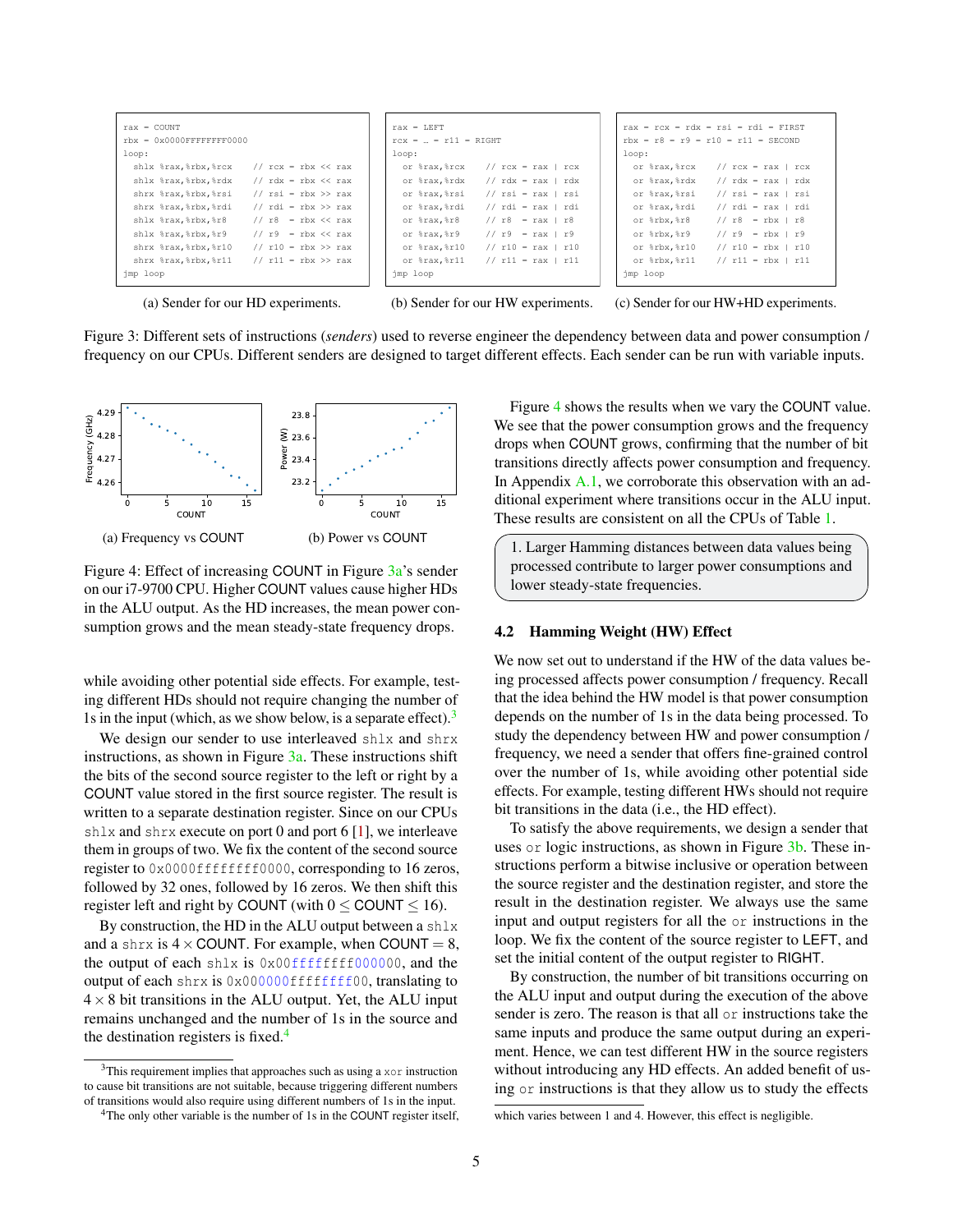```
rax = COUNT
rbx = 0x0000FFFFFFFF0000
loop:
  shlx %rax,%rbx,%rcx     // rcx = rbx << rax
  shlx %rax,%rbx,%rdx     // rdx = rbx << rax
  shrx %rax,%rbx,%rsi     // rsi = rbx >> rax
  shrx %rax,%rbx,%rdi     // rdi = rbx >> rax
  shlx %rax,%rbx,%r8      // r8  = rbx << rax
  shlx %rax,%rbx,%r9      // r9  = rbx << rax
  shrx %rax,%rbx,%r10     // r10 = rbx >> rax
  shrx %rax,%rbx,%r11     // r11 = rbx >> rax
jmp loop
```

(a) Sender for our HD experiments.

```
rax = LEFT
rcx = … = r11 = RIGHT
loop:
  or %rax,%rcx     // rcx = rax | rcx
  or %rax,%rdx     // rdx = rax | rdx
  or %rax,%rsi     // rsi = rax | rsi
  or %rax,%rdi     // rdi = rax | rdi
  or %rax,%r8      // r8  = rax | r8
  or %rax,%r9      // r9  = rax | r9
  or %rax,%r10     // r10 = rax | r10
  or %rax,%r11     // r11 = rax | r11
jmp loop
```

(b) Sender for our HW experiments.

```
rax = rcx = rdx = rsi = rdi = FIRST
rbx = r8 = r9 = r10 = r11 = SECOND
loop:
  or %rax,%rcx     // rcx = rax | rcx
  or %rax,%rdx     // rdx = rax | rdx
  or %rax,%rsi     // rsi = rax | rsi
  or %rax,%rdi     // rdi = rax | rdi
  or %rbx,%r8      // r8  = rbx | r8
  or %rbx,%r9      // r9  = rbx | r9
  or %rbx,%r10     // r10 = rbx | r10
  or %rbx,%r11     // r11 = rbx | r11
jmp loop
```

(c) Sender for our HW+HD experiments.

Figure 3: Different sets of instructions (*senders*) used to reverse engineer the dependency between data and power consumption / frequency on our CPUs. Different senders are designed to target different effects. Each sender can be run with variable inputs.

(a) Frequency vs COUNT (b) Power vs COUNT

Figure 4: Effect of increasing COUNT in Figure 3a's sender on our i7-9700 CPU. Higher COUNT values cause higher HDs in the ALU output. As the HD increases, the mean power consumption grows and the mean steady-state frequency drops.

while avoiding other potential side effects. For example, testing different HDs should not require changing the number of 1s in the input (which, as we show below, is a separate effect).[3]

We design our sender to use interleaved shlx and shrx instructions, as shown in Figure 3a. These instructions shift the bits of the second source register to the left or right by a COUNT value stored in the first source register. The result is written to a separate destination register. Since on our CPUs shlx and shrx execute on port 0 and port 6 [1], we interleave them in groups of two. We fix the content of the second source register to 0x0000ffffffff0000, corresponding to 16 zeros, followed by 32 ones, followed by 16 zeros. We then shift this register left and right by COUNT (with $0 \leq$ COUNT $\leq 16$).

By construction, the HD in the ALU output between a shlx and a shrx is $4 \times$ COUNT. For example, when COUNT $= 8$, the output of each shlx is 0x00ffffffff000000, and the output of each shrx is 0x000000ffffffff00, translating to $4 \times 8$ bit transitions in the ALU output. Yet, the ALU input remains unchanged and the number of 1s in the source and the destination registers is fixed.[4]

Figure 4 shows the results when we vary the COUNT value. We see that the power consumption grows and the frequency drops when COUNT grows, confirming that the number of bit transitions directly affects power consumption and frequency. In Appendix A.1, we corroborate this observation with an additional experiment where transitions occur in the ALU input. These results are consistent on all the CPUs of Table 1.

> 1. Larger Hamming distances between data values being processed contribute to larger power consumptions and lower steady-state frequencies.

### 4.2 Hamming Weight (HW) Effect

We now set out to understand if the HW of the data values being processed affects power consumption / frequency. Recall that the idea behind the HW model is that power consumption depends on the number of 1s in the data being processed. To study the dependency between HW and power consumption / frequency, we need a sender that offers fine-grained control over the number of 1s, while avoiding other potential side effects. For example, testing different HWs should not require bit transitions in the data (i.e., the HD effect).

To satisfy the above requirements, we design a sender that uses or logic instructions, as shown in Figure 3b. These instructions perform a bitwise inclusive or operation between the source register and the destination register, and store the result in the destination register. We always use the same input and output registers for all the or instructions in the loop. We fix the content of the source register to LEFT, and set the initial content of the output register to RIGHT.

By construction, the number of bit transitions occurring on the ALU input and output during the execution of the above sender is zero. The reason is that all or instructions take the same inputs and produce the same output during an experiment. Hence, we can test different HW in the source registers without introducing any HD effects. An added benefit of using or instructions is that they allow us to study the effects

[3] This requirement implies that approaches such as using a xor instruction to cause bit transitions are not suitable, because triggering different numbers of transitions would also require using different numbers of 1s in the input.

[4] The only other variable is the number of 1s in the COUNT register itself, which varies between 1 and 4. However, this effect is negligible.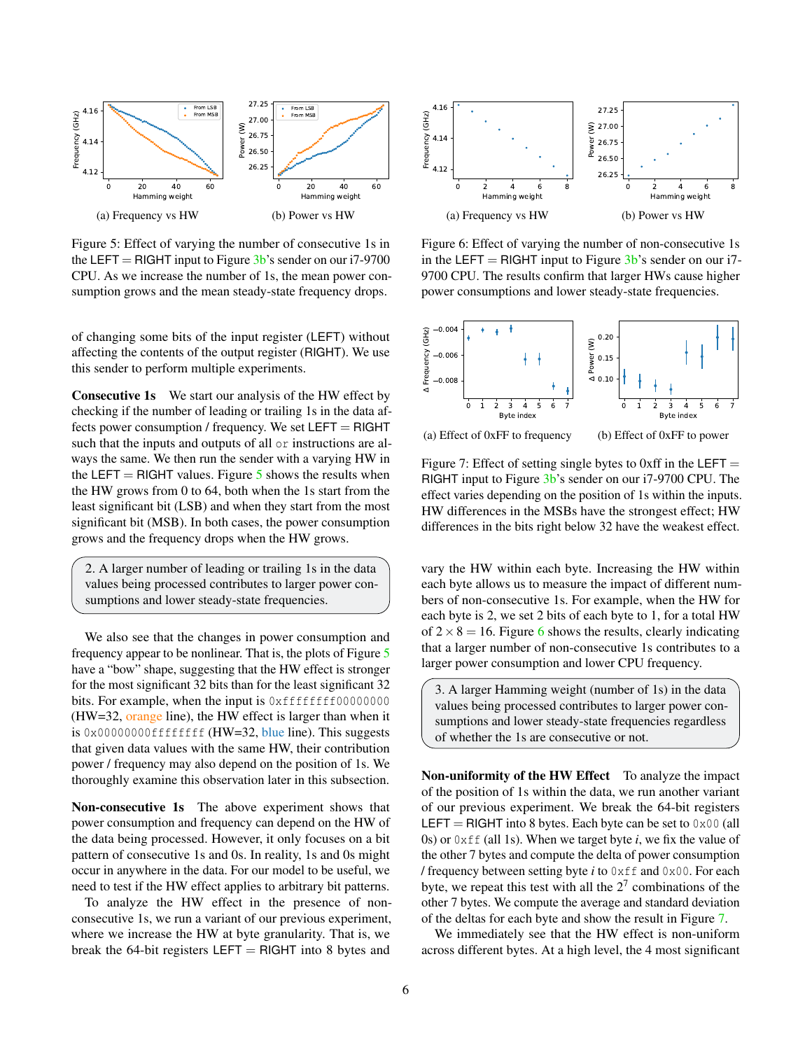(a) Frequency vs HW

(b) Power vs HW

Figure 5: Effect of varying the number of consecutive 1s in the LEFT = RIGHT input to Figure 3b's sender on our i7-9700 CPU. As we increase the number of 1s, the mean power consumption grows and the mean steady-state frequency drops.

of changing some bits of the input register (LEFT) without affecting the contents of the output register (RIGHT). We use this sender to perform multiple experiments.

**Consecutive 1s** We start our analysis of the HW effect by checking if the number of leading or trailing 1s in the data affects power consumption / frequency. We set LEFT = RIGHT such that the inputs and outputs of all `or` instructions are always the same. We then run the sender with a varying HW in the LEFT = RIGHT values. Figure 5 shows the results when the HW grows from 0 to 64, both when the 1s start from the least significant bit (LSB) and when they start from the most significant bit (MSB). In both cases, the power consumption grows and the frequency drops when the HW grows.

> 2. A larger number of leading or trailing 1s in the data values being processed contributes to larger power consumptions and lower steady-state frequencies.

We also see that the changes in power consumption and frequency appear to be nonlinear. That is, the plots of Figure 5 have a "bow" shape, suggesting that the HW effect is stronger for the most significant 32 bits than for the least significant 32 bits. For example, when the input is `0xffffffff00000000` (HW=32, orange line), the HW effect is larger than when it is `0x00000000ffffffff` (HW=32, blue line). This suggests that given data values with the same HW, their contribution power / frequency may also depend on the position of 1s. We thoroughly examine this observation later in this subsection.

**Non-consecutive 1s** The above experiment shows that power consumption and frequency can depend on the HW of the data being processed. However, it only focuses on a bit pattern of consecutive 1s and 0s. In reality, 1s and 0s might occur in anywhere in the data. For our model to be useful, we need to test if the HW effect applies to arbitrary bit patterns.

To analyze the HW effect in the presence of non-consecutive 1s, we run a variant of our previous experiment, where we increase the HW at byte granularity. That is, we break the 64-bit registers LEFT = RIGHT into 8 bytes and vary the HW within each byte. Increasing the HW within each byte allows us to measure the impact of different numbers of non-consecutive 1s. For example, when the HW for each byte is 2, we set 2 bits of each byte to 1, for a total HW of $2 \times 8 = 16$. Figure 6 shows the results, clearly indicating that a larger number of non-consecutive 1s contributes to a larger power consumption and lower CPU frequency.

(a) Frequency vs HW

(b) Power vs HW

Figure 6: Effect of varying the number of non-consecutive 1s in the LEFT = RIGHT input to Figure 3b's sender on our i7-9700 CPU. The results confirm that larger HWs cause higher power consumptions and lower steady-state frequencies.

(a) Effect of 0xFF to frequency

(b) Effect of 0xFF to power

Figure 7: Effect of setting single bytes to 0xff in the LEFT = RIGHT input to Figure 3b's sender on our i7-9700 CPU. The effect varies depending on the position of 1s within the inputs. HW differences in the MSBs have the strongest effect; HW differences in the bits right below 32 have the weakest effect.

> 3. A larger Hamming weight (number of 1s) in the data values being processed contributes to larger power consumptions and lower steady-state frequencies regardless of whether the 1s are consecutive or not.

**Non-uniformity of the HW Effect** To analyze the impact of the position of 1s within the data, we run another variant of our previous experiment. We break the 64-bit registers LEFT = RIGHT into 8 bytes. Each byte can be set to `0x00` (all 0s) or `0xff` (all 1s). When we target byte $i$, we fix the value of the other 7 bytes and compute the delta of power consumption / frequency between setting byte $i$ to `0xff` and `0x00`. For each byte, we repeat this test with all the $2^7$ combinations of the other 7 bytes. We compute the average and standard deviation of the deltas for each byte and show the result in Figure 7.

We immediately see that the HW effect is non-uniform across different bytes. At a high level, the 4 most significant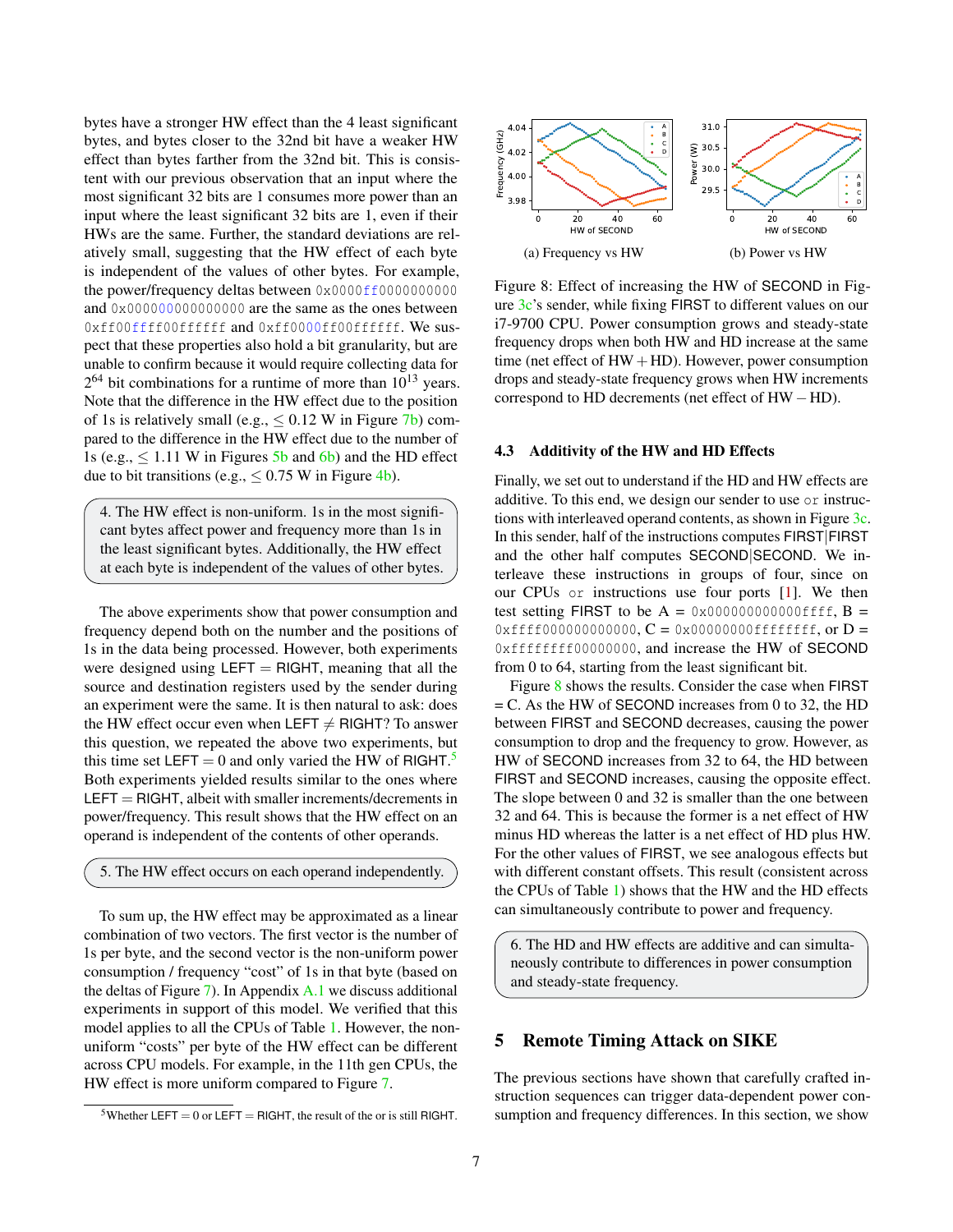bytes have a stronger HW effect than the 4 least significant bytes, and bytes closer to the 32nd bit have a weaker HW effect than bytes farther from the 32nd bit. This is consistent with our previous observation that an input where the most significant 32 bits are 1 consumes more power than an input where the least significant 32 bits are 1, even if their HWs are the same. Further, the standard deviations are relatively small, suggesting that the HW effect of each byte is independent of the values of other bytes. For example, the power/frequency deltas between `0x0000ff0000000000` and `0x0000000000000000` are the same as the ones between `0xff00ffff00ffffff` and `0xff0000ff00ffffff`. We suspect that these properties also hold a bit granularity, but are unable to confirm because it would require collecting data for $2^{64}$ bit combinations for a runtime of more than $10^{13}$ years. Note that the difference in the HW effect due to the position of 1s is relatively small (e.g., $\leq 0.12$ W in Figure 7b) compared to the difference in the HW effect due to the number of 1s (e.g., $\leq 1.11$ W in Figures 5b and 6b) and the HD effect due to bit transitions (e.g., $\leq 0.75$ W in Figure 4b).

> 4. The HW effect is non-uniform. 1s in the most significant bytes affect power and frequency more than 1s in the least significant bytes. Additionally, the HW effect at each byte is independent of the values of other bytes.

The above experiments show that power consumption and frequency depend both on the number and the positions of 1s in the data being processed. However, both experiments were designed using LEFT = RIGHT, meaning that all the source and destination registers used by the sender during an experiment were the same. It is then natural to ask: does the HW effect occur even when LEFT $\neq$ RIGHT? To answer this question, we repeated the above two experiments, but this time set LEFT = 0 and only varied the HW of RIGHT.[5] Both experiments yielded results similar to the ones where LEFT = RIGHT, albeit with smaller increments/decrements in power/frequency. This result shows that the HW effect on an operand is independent of the contents of other operands.

> 5. The HW effect occurs on each operand independently.

To sum up, the HW effect may be approximated as a linear combination of two vectors. The first vector is the number of 1s per byte, and the second vector is the non-uniform power consumption / frequency "cost" of 1s in that byte (based on the deltas of Figure 7). In Appendix A.1 we discuss additional experiments in support of this model. We verified that this model applies to all the CPUs of Table 1. However, the non-uniform "costs" per byte of the HW effect can be different across CPU models. For example, in the 11th gen CPUs, the HW effect is more uniform compared to Figure 7.

[5] Whether LEFT = 0 or LEFT = RIGHT, the result of the or is still RIGHT.

(a) Frequency vs HW  (b) Power vs HW

Figure 8: Effect of increasing the HW of SECOND in Figure 3c's sender, while fixing FIRST to different values on our i7-9700 CPU. Power consumption grows and steady-state frequency drops when both HW and HD increase at the same time (net effect of HW + HD). However, power consumption drops and steady-state frequency grows when HW increments correspond to HD decrements (net effect of HW − HD).

### 4.3 Additivity of the HW and HD Effects

Finally, we set out to understand if the HD and HW effects are additive. To this end, we design our sender to use `or` instructions with interleaved operand contents, as shown in Figure 3c. In this sender, half of the instructions computes FIRST|FIRST and the other half computes SECOND|SECOND. We interleave these instructions in groups of four, since on our CPUs `or` instructions use four ports [1]. We then test setting FIRST to be A = `0x000000000000ffff`, B = `0xffff000000000000`, C = `0x00000000ffffffff`, or D = `0xffffffff00000000`, and increase the HW of SECOND from 0 to 64, starting from the least significant bit.

Figure 8 shows the results. Consider the case when FIRST = C. As the HW of SECOND increases from 0 to 32, the HD between FIRST and SECOND decreases, causing the power consumption to drop and the frequency to grow. However, as HW of SECOND increases from 32 to 64, the HD between FIRST and SECOND increases, causing the opposite effect. The slope between 0 and 32 is smaller than the one between 32 and 64. This is because the former is a net effect of HW minus HD whereas the latter is a net effect of HD plus HW. For the other values of FIRST, we see analogous effects but with different constant offsets. This result (consistent across the CPUs of Table 1) shows that the HW and the HD effects can simultaneously contribute to power and frequency.

> 6. The HD and HW effects are additive and can simultaneously contribute to differences in power consumption and steady-state frequency.

## 5 Remote Timing Attack on SIKE

The previous sections have shown that carefully crafted instruction sequences can trigger data-dependent power consumption and frequency differences. In this section, we show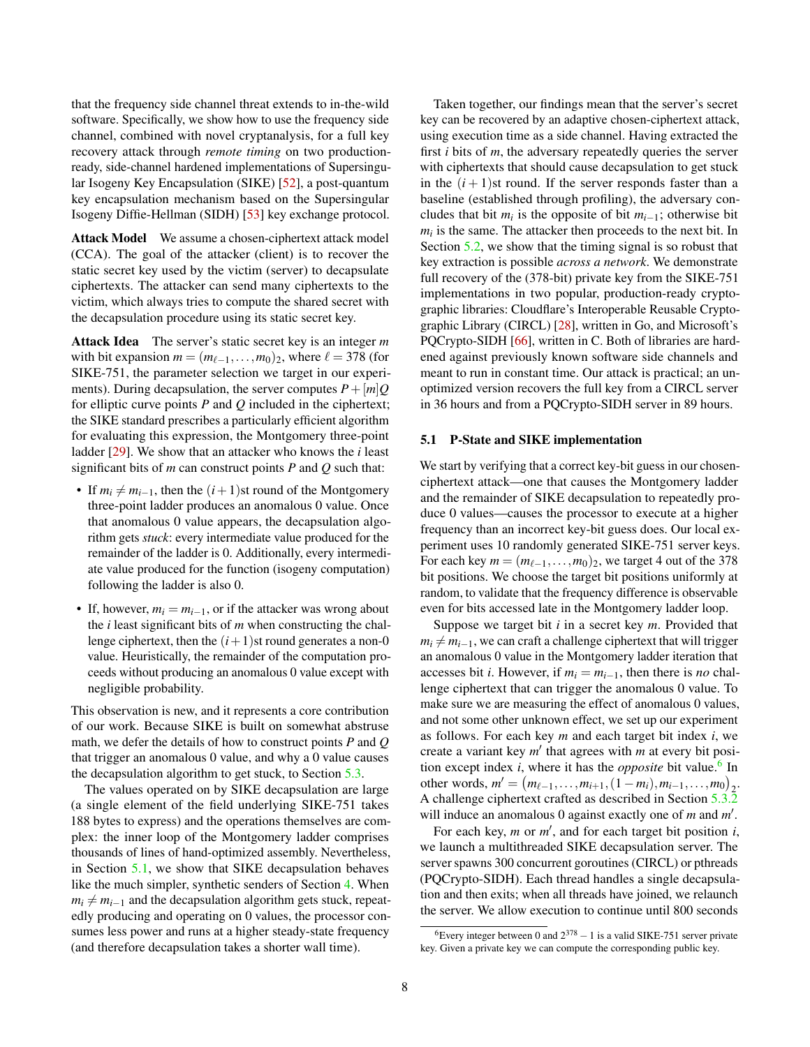that the frequency side channel threat extends to in-the-wild software. Specifically, we show how to use the frequency side channel, combined with novel cryptanalysis, for a full key recovery attack through *remote timing* on two production-ready, side-channel hardened implementations of Supersingular Isogeny Key Encapsulation (SIKE) [52], a post-quantum key encapsulation mechanism based on the Supersingular Isogeny Diffie-Hellman (SIDH) [53] key exchange protocol.

**Attack Model** We assume a chosen-ciphertext attack model (CCA). The goal of the attacker (client) is to recover the static secret key used by the victim (server) to decapsulate ciphertexts. The attacker can send many ciphertexts to the victim, which always tries to compute the shared secret with the decapsulation procedure using its static secret key.

**Attack Idea** The server's static secret key is an integer $m$ with bit expansion $m = (m_{\ell-1}, \ldots, m_0)_2$, where $\ell = 378$ (for SIKE-751, the parameter selection we target in our experiments). During decapsulation, the server computes $P + [m]Q$ for elliptic curve points $P$ and $Q$ included in the ciphertext; the SIKE standard prescribes a particularly efficient algorithm for evaluating this expression, the Montgomery three-point ladder [29]. We show that an attacker who knows the $i$ least significant bits of $m$ can construct points $P$ and $Q$ such that:

- If $m_i \neq m_{i-1}$, then the $(i+1)$st round of the Montgomery three-point ladder produces an anomalous 0 value. Once that anomalous 0 value appears, the decapsulation algorithm gets *stuck*: every intermediate value produced for the remainder of the ladder is 0. Additionally, every intermediate value produced for the function (isogeny computation) following the ladder is also 0.
- If, however, $m_i = m_{i-1}$, or if the attacker was wrong about the $i$ least significant bits of $m$ when constructing the challenge ciphertext, then the $(i+1)$st round generates a non-0 value. Heuristically, the remainder of the computation proceeds without producing an anomalous 0 value except with negligible probability.

This observation is new, and it represents a core contribution of our work. Because SIKE is built on somewhat abstruse math, we defer the details of how to construct points $P$ and $Q$ that trigger an anomalous 0 value, and why a 0 value causes the decapsulation algorithm to get stuck, to Section 5.3.

The values operated on by SIKE decapsulation are large (a single element of the field underlying SIKE-751 takes 188 bytes to express) and the operations themselves are complex: the inner loop of the Montgomery ladder comprises thousands of lines of hand-optimized assembly. Nevertheless, in Section 5.1, we show that SIKE decapsulation behaves like the much simpler, synthetic senders of Section 4. When $m_i \neq m_{i-1}$ and the decapsulation algorithm gets stuck, repeatedly producing and operating on 0 values, the processor consumes less power and runs at a higher steady-state frequency (and therefore decapsulation takes a shorter wall time).

Taken together, our findings mean that the server's secret key can be recovered by an adaptive chosen-ciphertext attack, using execution time as a side channel. Having extracted the first $i$ bits of $m$, the adversary repeatedly queries the server with ciphertexts that should cause decapsulation to get stuck in the $(i+1)$st round. If the server responds faster than a baseline (established through profiling), the adversary concludes that bit $m_i$ is the opposite of bit $m_{i-1}$; otherwise bit $m_i$ is the same. The attacker then proceeds to the next bit. In Section 5.2, we show that the timing signal is so robust that key extraction is possible *across a network*. We demonstrate full recovery of the (378-bit) private key from the SIKE-751 implementations in two popular, production-ready cryptographic libraries: Cloudflare's Interoperable Reusable Cryptographic Library (CIRCL) [28], written in Go, and Microsoft's PQCrypto-SIDH [66], written in C. Both of libraries are hardened against previously known software side channels and meant to run in constant time. Our attack is practical; an unoptimized version recovers the full key from a CIRCL server in 36 hours and from a PQCrypto-SIDH server in 89 hours.

## 5.1 P-State and SIKE implementation

We start by verifying that a correct key-bit guess in our chosen-ciphertext attack—one that causes the Montgomery ladder and the remainder of SIKE decapsulation to repeatedly produce 0 values—causes the processor to execute at a higher frequency than an incorrect key-bit guess does. Our local experiment uses 10 randomly generated SIKE-751 server keys. For each key $m = (m_{\ell-1}, \ldots, m_0)_2$, we target 4 out of the 378 bit positions. We choose the target bit positions uniformly at random, to validate that the frequency difference is observable even for bits accessed late in the Montgomery ladder loop.

Suppose we target bit $i$ in a secret key $m$. Provided that $m_i \neq m_{i-1}$, we can craft a challenge ciphertext that will trigger an anomalous 0 value in the Montgomery ladder iteration that accesses bit $i$. However, if $m_i = m_{i-1}$, then there is *no* challenge ciphertext that can trigger the anomalous 0 value. To make sure we are measuring the effect of anomalous 0 values, and not some other unknown effect, we set up our experiment as follows. For each key $m$ and each target bit index $i$, we create a variant key $m'$ that agrees with $m$ at every bit position except index $i$, where it has the *opposite* bit value.[6] In other words, $m' = (m_{\ell-1}, \ldots, m_{i+1}, (1-m_i), m_{i-1}, \ldots, m_0)_2$. A challenge ciphertext crafted as described in Section 5.3.2 will induce an anomalous 0 against exactly one of $m$ and $m'$.

For each key, $m$ or $m'$, and for each target bit position $i$, we launch a multithreaded SIKE decapsulation server. The server spawns 300 concurrent goroutines (CIRCL) or pthreads (PQCrypto-SIDH). Each thread handles a single decapsulation and then exits; when all threads have joined, we relaunch the server. We allow execution to continue until 800 seconds

[6] Every integer between 0 and $2^{378}-1$ is a valid SIKE-751 server private key. Given a private key we can compute the corresponding public key.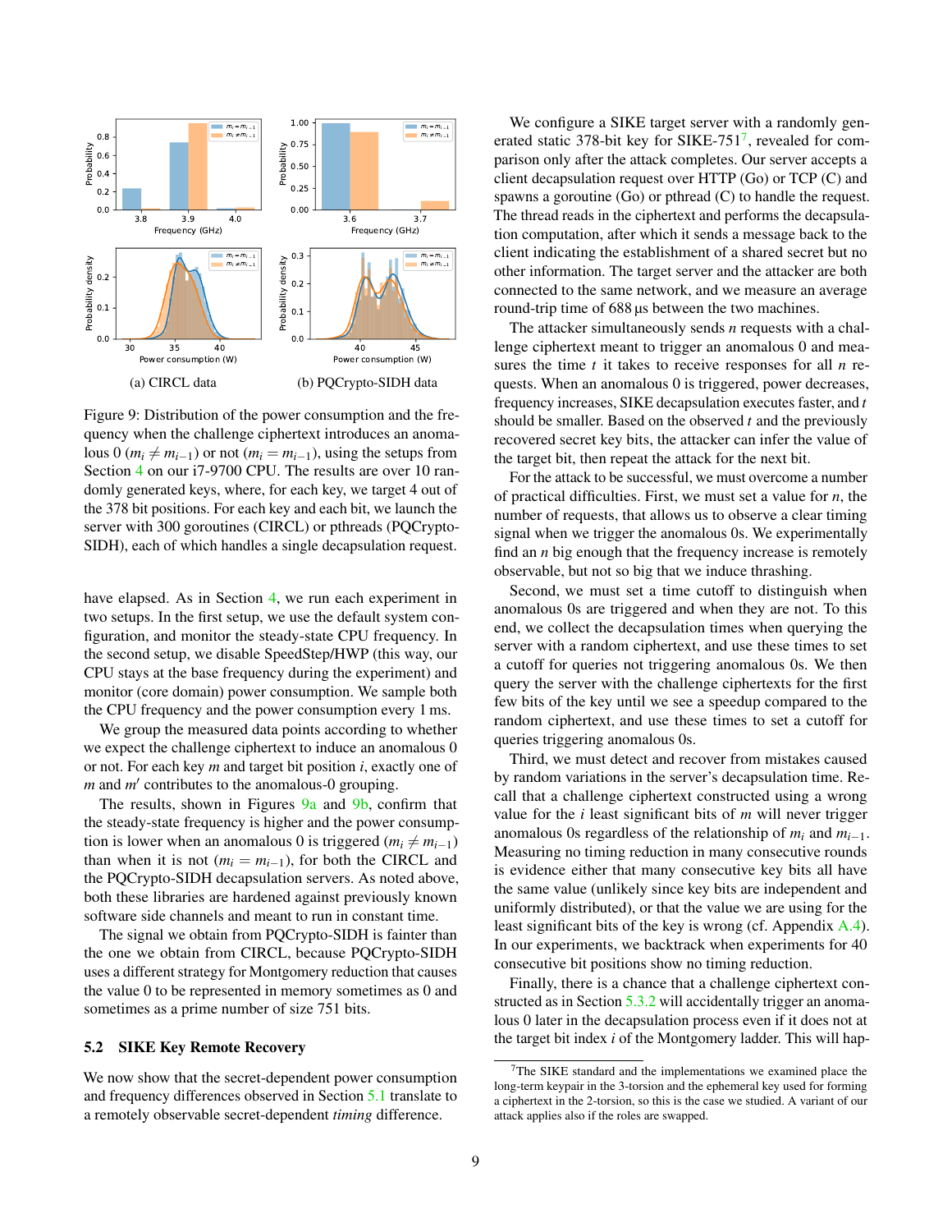(a) CIRCL data

(b) PQCrypto-SIDH data

Figure 9: Distribution of the power consumption and the frequency when the challenge ciphertext introduces an anomalous 0 ($m_i \neq m_{i-1}$) or not ($m_i = m_{i-1}$), using the setups from Section 4 on our i7-9700 CPU. The results are over 10 randomly generated keys, where, for each key, we target 4 out of the 378 bit positions. For each key and each bit, we launch the server with 300 goroutines (CIRCL) or pthreads (PQCrypto-SIDH), each of which handles a single decapsulation request.

have elapsed. As in Section 4, we run each experiment in two setups. In the first setup, we use the default system configuration, and monitor the steady-state CPU frequency. In the second setup, we disable SpeedStep/HWP (this way, our CPU stays at the base frequency during the experiment) and monitor (core domain) power consumption. We sample both the CPU frequency and the power consumption every 1 ms.

We group the measured data points according to whether we expect the challenge ciphertext to induce an anomalous 0 or not. For each key $m$ and target bit position $i$, exactly one of $m$ and $m'$ contributes to the anomalous-0 grouping.

The results, shown in Figures 9a and 9b, confirm that the steady-state frequency is higher and the power consumption is lower when an anomalous 0 is triggered ($m_i \neq m_{i-1}$) than when it is not ($m_i = m_{i-1}$), for both the CIRCL and the PQCrypto-SIDH decapsulation servers. As noted above, both these libraries are hardened against previously known software side channels and meant to run in constant time.

The signal we obtain from PQCrypto-SIDH is fainter than the one we obtain from CIRCL, because PQCrypto-SIDH uses a different strategy for Montgomery reduction that causes the value 0 to be represented in memory sometimes as 0 and sometimes as a prime number of size 751 bits.

### 5.2 SIKE Key Remote Recovery

We now show that the secret-dependent power consumption and frequency differences observed in Section 5.1 translate to a remotely observable secret-dependent *timing* difference.

We configure a SIKE target server with a randomly generated static 378-bit key for SIKE-751[7], revealed for comparison only after the attack completes. Our server accepts a client decapsulation request over HTTP (Go) or TCP (C) and spawns a goroutine (Go) or pthread (C) to handle the request. The thread reads in the ciphertext and performs the decapsulation computation, after which it sends a message back to the client indicating the establishment of a shared secret but no other information. The target server and the attacker are both connected to the same network, and we measure an average round-trip time of 688 µs between the two machines.

The attacker simultaneously sends $n$ requests with a challenge ciphertext meant to trigger an anomalous 0 and measures the time $t$ it takes to receive responses for all $n$ requests. When an anomalous 0 is triggered, power decreases, frequency increases, SIKE decapsulation executes faster, and $t$ should be smaller. Based on the observed $t$ and the previously recovered secret key bits, the attacker can infer the value of the target bit, then repeat the attack for the next bit.

For the attack to be successful, we must overcome a number of practical difficulties. First, we must set a value for $n$, the number of requests, that allows us to observe a clear timing signal when we trigger the anomalous 0s. We experimentally find an $n$ big enough that the frequency increase is remotely observable, but not so big that we induce thrashing.

Second, we must set a time cutoff to distinguish when anomalous 0s are triggered and when they are not. To this end, we collect the decapsulation times when querying the server with a random ciphertext, and use these times to set a cutoff for queries not triggering anomalous 0s. We then query the server with the challenge ciphertexts for the first few bits of the key until we see a speedup compared to the random ciphertext, and use these times to set a cutoff for queries triggering anomalous 0s.

Third, we must detect and recover from mistakes caused by random variations in the server's decapsulation time. Recall that a challenge ciphertext constructed using a wrong value for the $i$ least significant bits of $m$ will never trigger anomalous 0s regardless of the relationship of $m_i$ and $m_{i-1}$. Measuring no timing reduction in many consecutive rounds is evidence either that many consecutive key bits all have the same value (unlikely since key bits are independent and uniformly distributed), or that the value we are using for the least significant bits of the key is wrong (cf. Appendix A.4). In our experiments, we backtrack when experiments for 40 consecutive bit positions show no timing reduction.

Finally, there is a chance that a challenge ciphertext constructed as in Section 5.3.2 will accidentally trigger an anomalous 0 later in the decapsulation process even if it does not at the target bit index $i$ of the Montgomery ladder. This will hap-

[7]The SIKE standard and the implementations we examined place the long-term keypair in the 3-torsion and the ephemeral key used for forming a ciphertext in the 2-torsion, so this is the case we studied. A variant of our attack applies also if the roles are swapped.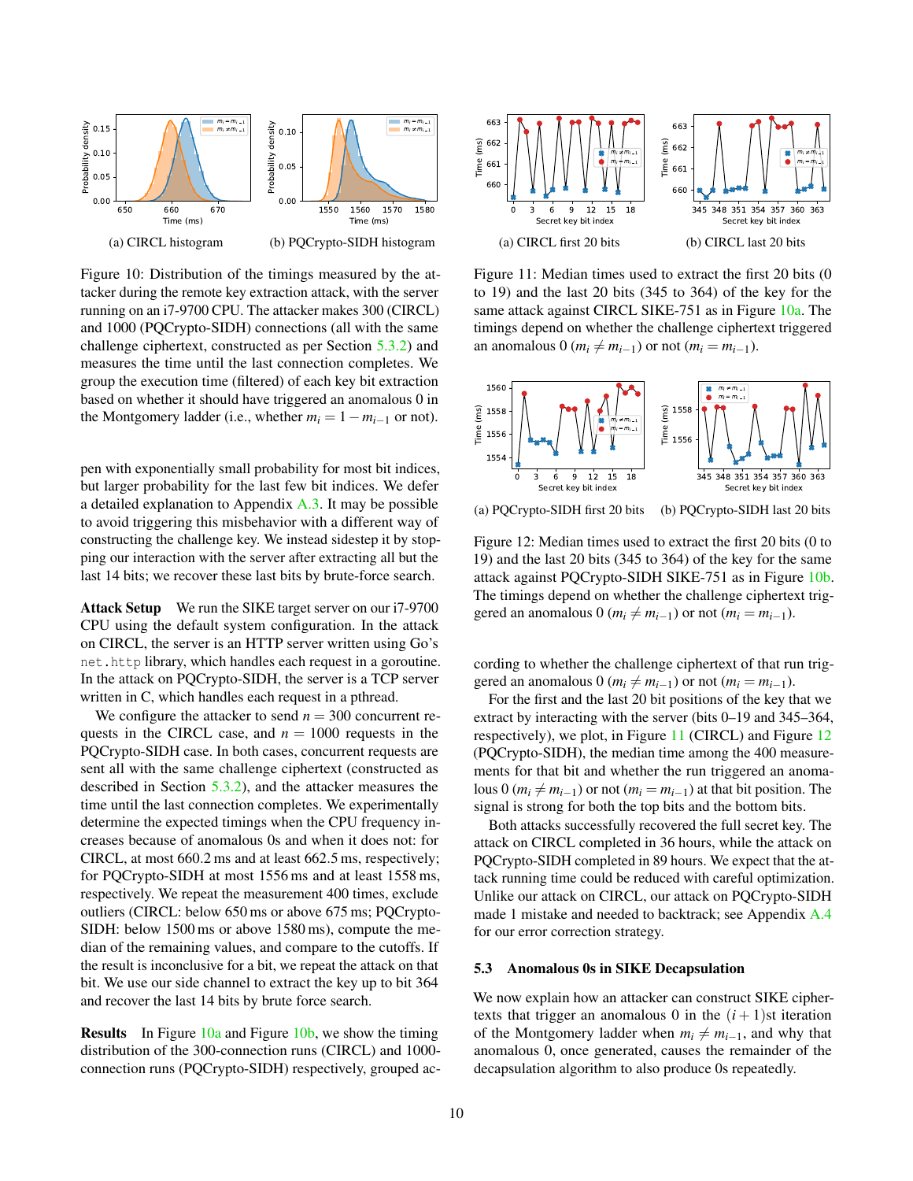(a) CIRCL histogram

(b) PQCrypto-SIDH histogram

Figure 10: Distribution of the timings measured by the attacker during the remote key extraction attack, with the server running on an i7-9700 CPU. The attacker makes 300 (CIRCL) and 1000 (PQCrypto-SIDH) connections (all with the same challenge ciphertext, constructed as per Section 5.3.2) and measures the time until the last connection completes. We group the execution time (filtered) of each key bit extraction based on whether it should have triggered an anomalous 0 in the Montgomery ladder (i.e., whether $m_i = 1 - m_{i-1}$ or not).

pen with exponentially small probability for most bit indices, but larger probability for the last few bit indices. We defer a detailed explanation to Appendix A.3. It may be possible to avoid triggering this misbehavior with a different way of constructing the challenge key. We instead sidestep it by stopping our interaction with the server after extracting all but the last 14 bits; we recover these last bits by brute-force search.

**Attack Setup** We run the SIKE target server on our i7-9700 CPU using the default system configuration. In the attack on CIRCL, the server is an HTTP server written using Go's `net.http` library, which handles each request in a goroutine. In the attack on PQCrypto-SIDH, the server is a TCP server written in C, which handles each request in a pthread.

We configure the attacker to send $n = 300$ concurrent requests in the CIRCL case, and $n = 1000$ requests in the PQCrypto-SIDH case. In both cases, concurrent requests are sent all with the same challenge ciphertext (constructed as described in Section 5.3.2), and the attacker measures the time until the last connection completes. We experimentally determine the expected timings when the CPU frequency increases because of anomalous 0s and when it does not: for CIRCL, at most 660.2 ms and at least 662.5 ms, respectively; for PQCrypto-SIDH at most 1556 ms and at least 1558 ms, respectively. We repeat the measurement 400 times, exclude outliers (CIRCL: below 650 ms or above 675 ms; PQCrypto-SIDH: below 1500 ms or above 1580 ms), compute the median of the remaining values, and compare to the cutoffs. If the result is inconclusive for a bit, we repeat the attack on that bit. We use our side channel to extract the key up to bit 364 and recover the last 14 bits by brute force search.

**Results** In Figure 10a and Figure 10b, we show the timing distribution of the 300-connection runs (CIRCL) and 1000-connection runs (PQCrypto-SIDH) respectively, grouped according to whether the challenge ciphertext of that run triggered an anomalous 0 ($m_i \neq m_{i-1}$) or not ($m_i = m_{i-1}$).

(a) CIRCL first 20 bits

(b) CIRCL last 20 bits

Figure 11: Median times used to extract the first 20 bits (0 to 19) and the last 20 bits (345 to 364) of the key for the same attack against CIRCL SIKE-751 as in Figure 10a. The timings depend on whether the challenge ciphertext triggered an anomalous 0 ($m_i \neq m_{i-1}$) or not ($m_i = m_{i-1}$).

(a) PQCrypto-SIDH first 20 bits

(b) PQCrypto-SIDH last 20 bits

Figure 12: Median times used to extract the first 20 bits (0 to 19) and the last 20 bits (345 to 364) of the key for the same attack against PQCrypto-SIDH SIKE-751 as in Figure 10b. The timings depend on whether the challenge ciphertext triggered an anomalous 0 ($m_i \neq m_{i-1}$) or not ($m_i = m_{i-1}$).

For the first and the last 20 bit positions of the key that we extract by interacting with the server (bits 0–19 and 345–364, respectively), we plot, in Figure 11 (CIRCL) and Figure 12 (PQCrypto-SIDH), the median time among the 400 measurements for that bit and whether the run triggered an anomalous 0 ($m_i \neq m_{i-1}$) or not ($m_i = m_{i-1}$) at that bit position. The signal is strong for both the top bits and the bottom bits.

Both attacks successfully recovered the full secret key. The attack on CIRCL completed in 36 hours, while the attack on PQCrypto-SIDH completed in 89 hours. We expect that the attack running time could be reduced with careful optimization. Unlike our attack on CIRCL, our attack on PQCrypto-SIDH made 1 mistake and needed to backtrack; see Appendix A.4 for our error correction strategy.

### 5.3 Anomalous 0s in SIKE Decapsulation

We now explain how an attacker can construct SIKE ciphertexts that trigger an anomalous 0 in the $(i+1)$st iteration of the Montgomery ladder when $m_i \neq m_{i-1}$, and why that anomalous 0, once generated, causes the remainder of the decapsulation algorithm to also produce 0s repeatedly.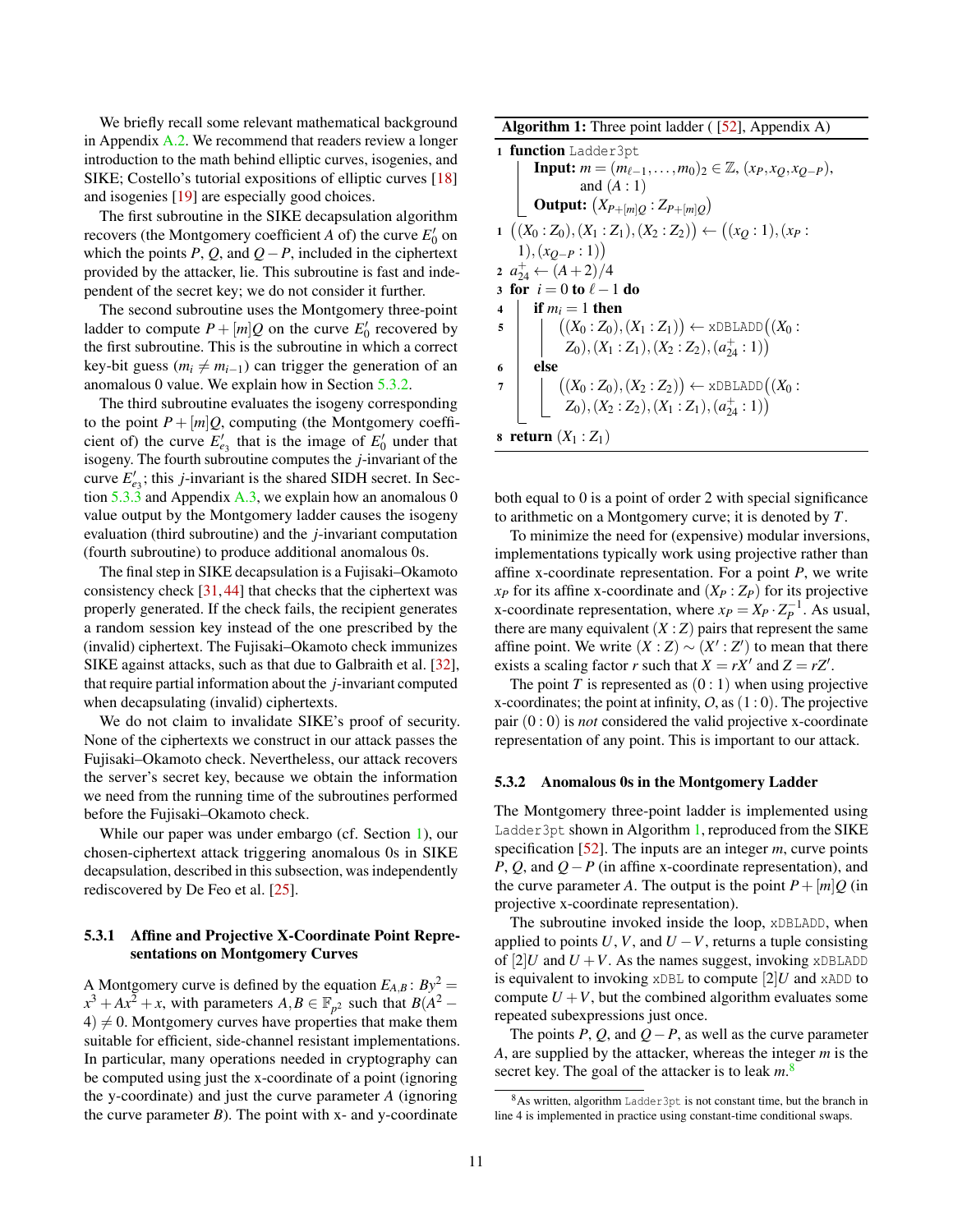We briefly recall some relevant mathematical background in Appendix A.2. We recommend that readers review a longer introduction to the math behind elliptic curves, isogenies, and SIKE; Costello's tutorial expositions of elliptic curves [18] and isogenies [19] are especially good choices.

The first subroutine in the SIKE decapsulation algorithm recovers (the Montgomery coefficient $A$ of) the curve $E'_0$ on which the points $P$, $Q$, and $Q-P$, included in the ciphertext provided by the attacker, lie. This subroutine is fast and independent of the secret key; we do not consider it further.

The second subroutine uses the Montgomery three-point ladder to compute $P+[m]Q$ on the curve $E'_0$ recovered by the first subroutine. This is the subroutine in which a correct key-bit guess ($m_i \neq m_{i-1}$) can trigger the generation of an anomalous 0 value. We explain how in Section 5.3.2.

The third subroutine evaluates the isogeny corresponding to the point $P+[m]Q$, computing (the Montgomery coefficient of) the curve $E'_{e_3}$ that is the image of $E'_0$ under that isogeny. The fourth subroutine computes the $j$-invariant of the curve $E'_{e_3}$; this $j$-invariant is the shared SIDH secret. In Section 5.3.3 and Appendix A.3, we explain how an anomalous 0 value output by the Montgomery ladder causes the isogeny evaluation (third subroutine) and the $j$-invariant computation (fourth subroutine) to produce additional anomalous 0s.

The final step in SIKE decapsulation is a Fujisaki–Okamoto consistency check [31, 44] that checks that the ciphertext was properly generated. If the check fails, the recipient generates a random session key instead of the one prescribed by the (invalid) ciphertext. The Fujisaki–Okamoto check immunizes SIKE against attacks, such as that due to Galbraith et al. [32], that require partial information about the $j$-invariant computed when decapsulating (invalid) ciphertexts.

We do not claim to invalidate SIKE's proof of security. None of the ciphertexts we construct in our attack passes the Fujisaki–Okamoto check. Nevertheless, our attack recovers the server's secret key, because we obtain the information we need from the running time of the subroutines performed before the Fujisaki–Okamoto check.

While our paper was under embargo (cf. Section 1), our chosen-ciphertext attack triggering anomalous 0s in SIKE decapsulation, described in this subsection, was independently rediscovered by De Feo et al. [25].

#### 5.3.1 Affine and Projective X-Coordinate Point Representations on Montgomery Curves

A Montgomery curve is defined by the equation $E_{A,B}\colon By^2 = x^3 + Ax^2 + x$, with parameters $A, B \in \mathbb{F}_{p^2}$ such that $B(A^2-4) \neq 0$. Montgomery curves have properties that make them suitable for efficient, side-channel resistant implementations. In particular, many operations needed in cryptography can be computed using just the x-coordinate of a point (ignoring the y-coordinate) and just the curve parameter $A$ (ignoring the curve parameter $B$). The point with x- and y-coordinate both equal to 0 is a point of order 2 with special significance to arithmetic on a Montgomery curve; it is denoted by $T$.

To minimize the need for (expensive) modular inversions, implementations typically work using projective rather than affine x-coordinate representation. For a point $P$, we write $x_P$ for its affine x-coordinate and $(X_P : Z_P)$ for its projective x-coordinate representation, where $x_P = X_P \cdot Z_P^{-1}$. As usual, there are many equivalent $(X : Z)$ pairs that represent the same affine point. We write $(X : Z) \sim (X' : Z')$ to mean that there exists a scaling factor $r$ such that $X = rX'$ and $Z = rZ'$.

The point $T$ is represented as $(0 : 1)$ when using projective x-coordinates; the point at infinity, $O$, as $(1 : 0)$. The projective pair $(0 : 0)$ is *not* considered the valid projective x-coordinate representation of any point. This is important to our attack.

**Algorithm 1:** Three point ladder ( [52], Appendix A)

```
1 function Ladder3pt
    Input: m = (m_{ℓ−1}, ..., m_0)_2 ∈ Z, (x_P, x_Q, x_{Q−P}),
           and (A : 1)
    Output: (X_{P+[m]Q} : Z_{P+[m]Q})
1 ((X0 : Z0), (X1 : Z1), (X2 : Z2)) ← ((x_Q : 1), (x_P : 1), (x_{Q−P} : 1))
2 a24+ ← (A + 2)/4
3 for i = 0 to ℓ − 1 do
4   if m_i = 1 then
5     ((X0 : Z0), (X1 : Z1)) ← xDBLADD((X0 : Z0), (X1 : Z1), (X2 : Z2), (a24+ : 1))
6   else
7     ((X0 : Z0), (X2 : Z2)) ← xDBLADD((X0 : Z0), (X2 : Z2), (X1 : Z1), (a24+ : 1))
8 return (X1 : Z1)
```

#### 5.3.2 Anomalous 0s in the Montgomery Ladder

The Montgomery three-point ladder is implemented using `Ladder3pt` shown in Algorithm 1, reproduced from the SIKE specification [52]. The inputs are an integer $m$, curve points $P$, $Q$, and $Q-P$ (in affine x-coordinate representation), and the curve parameter $A$. The output is the point $P+[m]Q$ (in projective x-coordinate representation).

The subroutine invoked inside the loop, `xDBLADD`, when applied to points $U$, $V$, and $U-V$, returns a tuple consisting of $[2]U$ and $U+V$. As the names suggest, invoking `xDBLADD` is equivalent to invoking `xDBL` to compute $[2]U$ and `xADD` to compute $U+V$, but the combined algorithm evaluates some repeated subexpressions just once.

The points $P$, $Q$, and $Q-P$, as well as the curve parameter $A$, are supplied by the attacker, whereas the integer $m$ is the secret key. The goal of the attacker is to leak $m$.[8]

[8] As written, algorithm `Ladder3pt` is not constant time, but the branch in line 4 is implemented in practice using constant-time conditional swaps.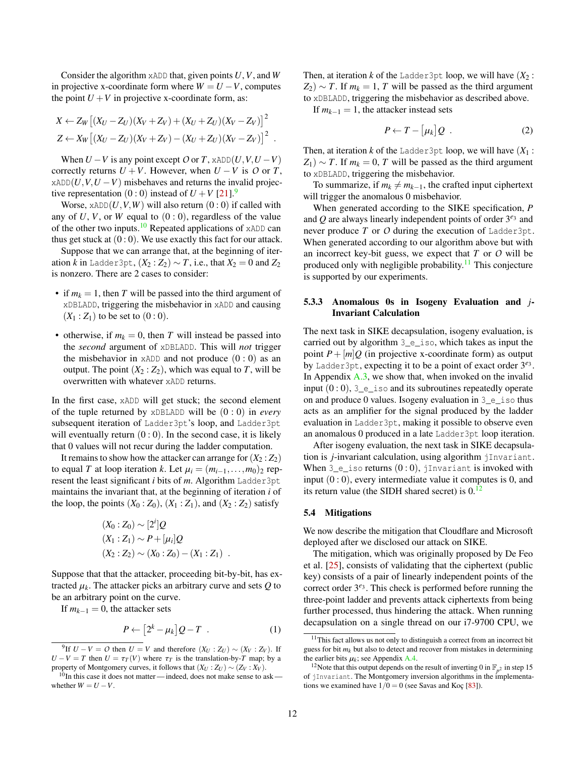Consider the algorithm `xADD` that, given points $U$, $V$, and $W$ in projective x-coordinate form where $W = U - V$, computes the point $U + V$ in projective x-coordinate form, as:

$$
\begin{aligned}
X &\leftarrow Z_W \left[(X_U - Z_U)(X_V + Z_V) + (X_U + Z_U)(X_V - Z_V)\right]^2 \\
Z &\leftarrow X_W \left[(X_U - Z_U)(X_V + Z_V) - (X_U + Z_U)(X_V - Z_V)\right]^2 \ .
\end{aligned}
$$

When $U - V$ is any point except $O$ or $T$, `xADD`$(U, V, U - V)$ correctly returns $U + V$. However, when $U - V$ is $O$ or $T$, `xADD`$(U, V, U - V)$ misbehaves and returns the invalid projective representation $(0 : 0)$ instead of $U + V$ [21].[9]

Worse, `xADD`$(U, V, W)$ will also return $(0 : 0)$ if called with any of $U$, $V$, or $W$ equal to $(0 : 0)$, regardless of the value of the other two inputs.[10] Repeated applications of `xADD` can thus get stuck at $(0 : 0)$. We use exactly this fact for our attack.

Suppose that we can arrange that, at the beginning of iteration $k$ in `Ladder3pt`, $(X_2 : Z_2) \sim T$, i.e., that $X_2 = 0$ and $Z_2$ is nonzero. There are 2 cases to consider:

- if $m_k = 1$, then $T$ will be passed into the third argument of `xDBLADD`, triggering the misbehavior in `xADD` and causing $(X_1 : Z_1)$ to be set to $(0 : 0)$.
- otherwise, if $m_k = 0$, then $T$ will instead be passed into the *second* argument of `xDBLADD`. This will *not* trigger the misbehavior in `xADD` and not produce $(0 : 0)$ as an output. The point $(X_2 : Z_2)$, which was equal to $T$, will be overwritten with whatever `xADD` returns.

In the first case, `xADD` will get stuck; the second element of the tuple returned by `xDBLADD` will be $(0 : 0)$ in *every* subsequent iteration of `Ladder3pt`'s loop, and `Ladder3pt` will eventually return $(0 : 0)$. In the second case, it is likely that 0 values will not recur during the ladder computation.

It remains to show how the attacker can arrange for $(X_2 : Z_2)$ to equal $T$ during loop iteration $k$. Let $\mu_i = (m_{i-1}, \ldots, m_0)_2$ represent the least significant $i$ bits of $m$. Algorithm `Ladder3pt` maintains the invariant that, at the beginning of iteration $i$ of the loop, the points $(X_0 : Z_0)$, $(X_1 : Z_1)$, and $(X_2 : Z_2)$ satisfy

$$
\begin{aligned}
(X_0 : Z_0) &\sim [2^i]Q \\
(X_1 : Z_1) &\sim P + [\mu_i]Q \\
(X_2 : Z_2) &\sim (X_0 : Z_0) - (X_1 : Z_1) \ .
\end{aligned}
$$

Suppose that that the attacker, proceeding bit-by-bit, has extracted $\mu_k$. The attacker picks an arbitrary curve and sets $Q$ to be an arbitrary point on the curve.

If $m_{k-1} = 0$, the attacker sets

$$
P \leftarrow \left[2^k - \mu_k\right] Q - T \ . \tag{1}
$$

Then, at iteration $k$ of the `Ladder3pt` loop, we will have $(X_2 : Z_2) \sim T$. If $m_k = 1$, $T$ will be passed as the third argument to `xDBLADD`, triggering the misbehavior as described above.

If $m_{k-1} = 1$, the attacker instead sets

$$
P \leftarrow T - \left[\mu_k\right] Q \ . \tag{2}
$$

Then, at iteration $k$ of the `Ladder3pt` loop, we will have $(X_1 : Z_1) \sim T$. If $m_k = 0$, $T$ will be passed as the third argument to `xDBLADD`, triggering the misbehavior.

To summarize, if $m_k \neq m_{k-1}$, the crafted input ciphertext will trigger the anomalous 0 misbehavior.

When generated according to the SIKE specification, $P$ and $Q$ are always linearly independent points of order $3^{e_3}$ and never produce $T$ or $O$ during the execution of `Ladder3pt`. When generated according to our algorithm above but with an incorrect key-bit guess, we expect that $T$ or $O$ will be produced only with negligible probability.[11] This conjecture is supported by our experiments.

#### 5.3.3 Anomalous 0s in Isogeny Evaluation and $j$-Invariant Calculation

The next task in SIKE decapsulation, isogeny evaluation, is carried out by algorithm `3_e_iso`, which takes as input the point $P + [m]Q$ (in projective x-coordinate form) as output by `Ladder3pt`, expecting it to be a point of exact order $3^{e_3}$. In Appendix A.3, we show that, when invoked on the invalid input $(0 : 0)$, `3_e_iso` and its subroutines repeatedly operate on and produce 0 values. Isogeny evaluation in `3_e_iso` thus acts as an amplifier for the signal produced by the ladder evaluation in `Ladder3pt`, making it possible to observe even an anomalous 0 produced in a late `Ladder3pt` loop iteration.

After isogeny evaluation, the next task in SIKE decapsulation is $j$-invariant calculation, using algorithm `jInvariant`. When `3_e_iso` returns $(0 : 0)$, `jInvariant` is invoked with input $(0 : 0)$, every intermediate value it computes is 0, and its return value (the SIDH shared secret) is 0.[12]

### 5.4 Mitigations

We now describe the mitigation that Cloudflare and Microsoft deployed after we disclosed our attack on SIKE.

The mitigation, which was originally proposed by De Feo et al. [25], consists of validating that the ciphertext (public key) consists of a pair of linearly independent points of the correct order $3^{e_3}$. This check is performed before running the three-point ladder and prevents attack ciphertexts from being further processed, thus hindering the attack. When running decapsulation on a single thread on our i7-9700 CPU, we

---

[9] If $U - V = O$ then $U = V$ and therefore $(X_U : Z_U) \sim (X_V : Z_V)$. If $U - V = T$ then $U = \tau_T(V)$ where $\tau_T$ is the translation-by-$T$ map; by a property of Montgomery curves, it follows that $(X_U : Z_U) \sim (Z_V : X_V)$.

[10] In this case it does not matter — indeed, does not make sense to ask — whether $W = U - V$.

[11] This fact allows us not only to distinguish a correct from an incorrect bit guess for bit $m_k$ but also to detect and recover from mistakes in determining the earlier bits $\mu_k$; see Appendix A.4.

[12] Note that this output depends on the result of inverting 0 in $\mathbb{F}_{p^2}$ in step 15 of `jInvariant`. The Montgomery inversion algorithms in the implementations we examined have $1/0 = 0$ (see Savas and Koç [83]).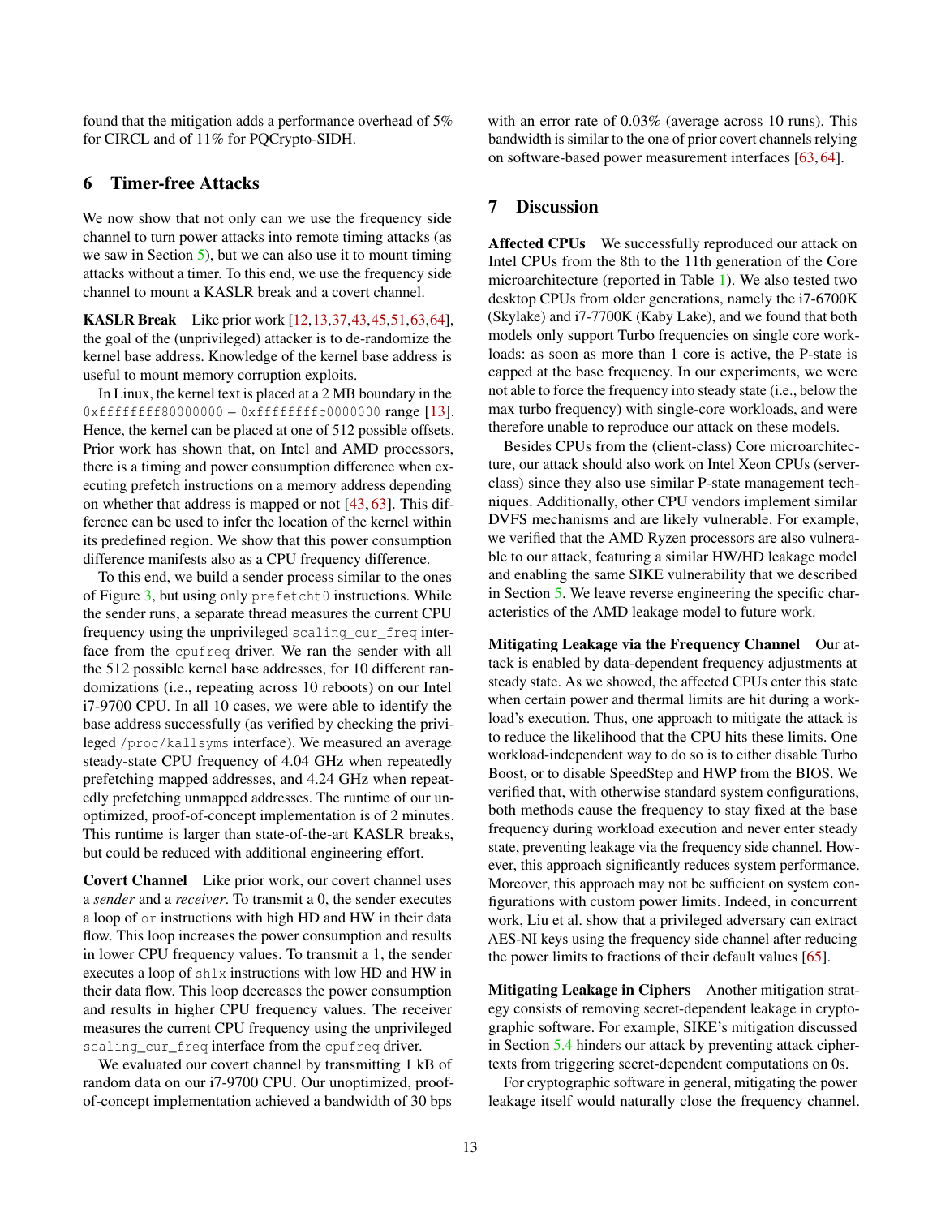found that the mitigation adds a performance overhead of 5% for CIRCL and of 11% for PQCrypto-SIDH.

## 6 Timer-free Attacks

We now show that not only can we use the frequency side channel to turn power attacks into remote timing attacks (as we saw in Section 5), but we can also use it to mount timing attacks without a timer. To this end, we use the frequency side channel to mount a KASLR break and a covert channel.

**KASLR Break** Like prior work [12,13,37,43,45,51,63,64], the goal of the (unprivileged) attacker is to de-randomize the kernel base address. Knowledge of the kernel base address is useful to mount memory corruption exploits.

In Linux, the kernel text is placed at a 2 MB boundary in the `0xffffffff80000000` – `0xffffffffc0000000` range [13]. Hence, the kernel can be placed at one of 512 possible offsets. Prior work has shown that, on Intel and AMD processors, there is a timing and power consumption difference when executing prefetch instructions on a memory address depending on whether that address is mapped or not [43, 63]. This difference can be used to infer the location of the kernel within its predefined region. We show that this power consumption difference manifests also as a CPU frequency difference.

To this end, we build a sender process similar to the ones of Figure 3, but using only `prefetcht0` instructions. While the sender runs, a separate thread measures the current CPU frequency using the unprivileged `scaling_cur_freq` interface from the `cpufreq` driver. We ran the sender with all the 512 possible kernel base addresses, for 10 different randomizations (i.e., repeating across 10 reboots) on our Intel i7-9700 CPU. In all 10 cases, we were able to identify the base address successfully (as verified by checking the privileged `/proc/kallsyms` interface). We measured an average steady-state CPU frequency of 4.04 GHz when repeatedly prefetching mapped addresses, and 4.24 GHz when repeatedly prefetching unmapped addresses. The runtime of our unoptimized, proof-of-concept implementation is of 2 minutes. This runtime is larger than state-of-the-art KASLR breaks, but could be reduced with additional engineering effort.

**Covert Channel** Like prior work, our covert channel uses a *sender* and a *receiver*. To transmit a 0, the sender executes a loop of `or` instructions with high HD and HW in their data flow. This loop increases the power consumption and results in lower CPU frequency values. To transmit a 1, the sender executes a loop of `shlx` instructions with low HD and HW in their data flow. This loop decreases the power consumption and results in higher CPU frequency values. The receiver measures the current CPU frequency using the unprivileged `scaling_cur_freq` interface from the `cpufreq` driver.

We evaluated our covert channel by transmitting 1 kB of random data on our i7-9700 CPU. Our unoptimized, proof-of-concept implementation achieved a bandwidth of 30 bps with an error rate of 0.03% (average across 10 runs). This bandwidth is similar to the one of prior covert channels relying on software-based power measurement interfaces [63, 64].

## 7 Discussion

**Affected CPUs** We successfully reproduced our attack on Intel CPUs from the 8th to the 11th generation of the Core microarchitecture (reported in Table 1). We also tested two desktop CPUs from older generations, namely the i7-6700K (Skylake) and i7-7700K (Kaby Lake), and we found that both models only support Turbo frequencies on single core workloads: as soon as more than 1 core is active, the P-state is capped at the base frequency. In our experiments, we were not able to force the frequency into steady state (i.e., below the max turbo frequency) with single-core workloads, and were therefore unable to reproduce our attack on these models.

Besides CPUs from the (client-class) Core microarchitecture, our attack should also work on Intel Xeon CPUs (server-class) since they also use similar P-state management techniques. Additionally, other CPU vendors implement similar DVFS mechanisms and are likely vulnerable. For example, we verified that the AMD Ryzen processors are also vulnerable to our attack, featuring a similar HW/HD leakage model and enabling the same SIKE vulnerability that we described in Section 5. We leave reverse engineering the specific characteristics of the AMD leakage model to future work.

**Mitigating Leakage via the Frequency Channel** Our attack is enabled by data-dependent frequency adjustments at steady state. As we showed, the affected CPUs enter this state when certain power and thermal limits are hit during a workload's execution. Thus, one approach to mitigate the attack is to reduce the likelihood that the CPU hits these limits. One workload-independent way to do so is to either disable Turbo Boost, or to disable SpeedStep and HWP from the BIOS. We verified that, with otherwise standard system configurations, both methods cause the frequency to stay fixed at the base frequency during workload execution and never enter steady state, preventing leakage via the frequency side channel. However, this approach significantly reduces system performance. Moreover, this approach may not be sufficient on system configurations with custom power limits. Indeed, in concurrent work, Liu et al. show that a privileged adversary can extract AES-NI keys using the frequency side channel after reducing the power limits to fractions of their default values [65].

**Mitigating Leakage in Ciphers** Another mitigation strategy consists of removing secret-dependent leakage in cryptographic software. For example, SIKE's mitigation discussed in Section 5.4 hinders our attack by preventing attack ciphertexts from triggering secret-dependent computations on 0s.

For cryptographic software in general, mitigating the power leakage itself would naturally close the frequency channel.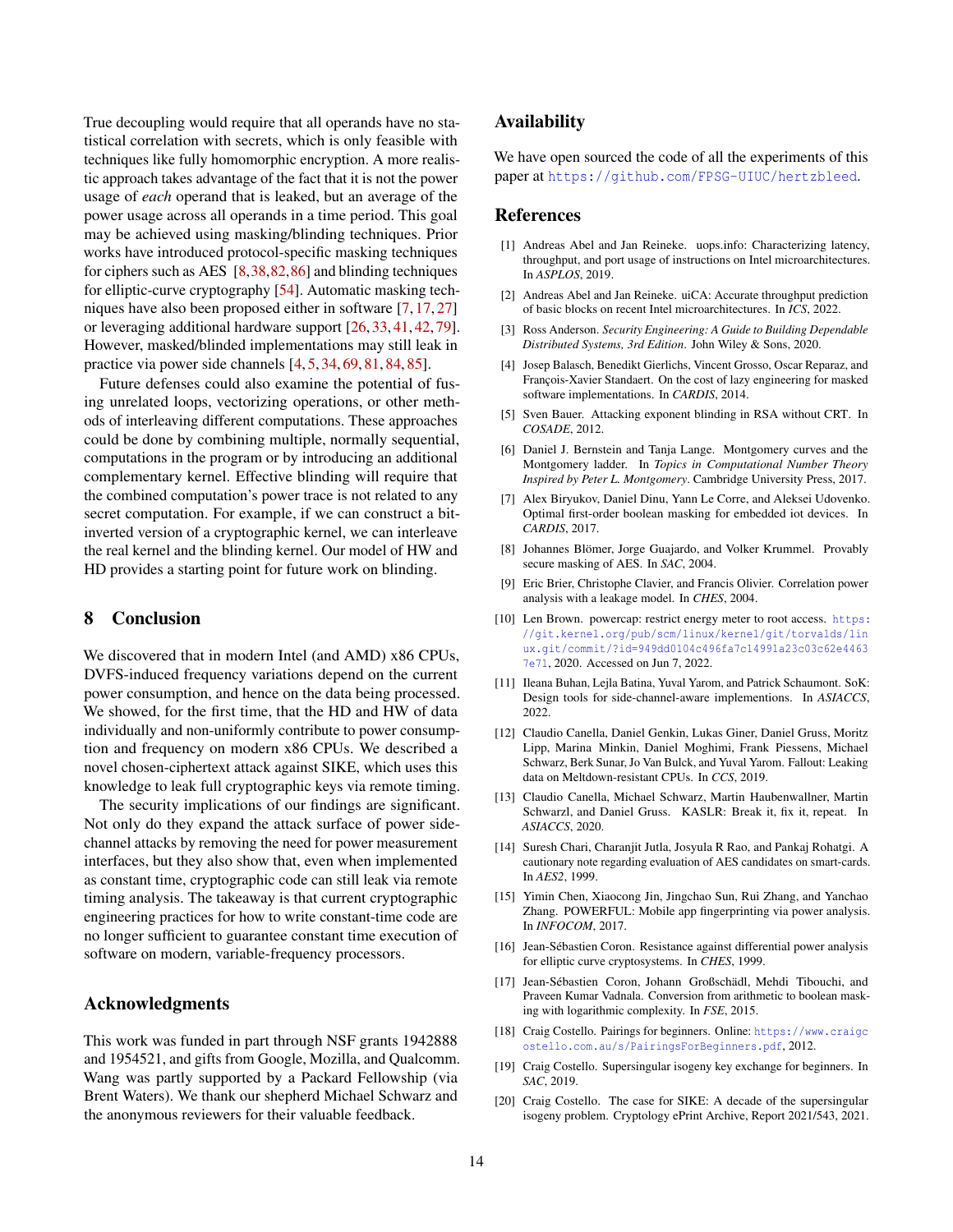True decoupling would require that all operands have no statistical correlation with secrets, which is only feasible with techniques like fully homomorphic encryption. A more realistic approach takes advantage of the fact that it is not the power usage of *each* operand that is leaked, but an average of the power usage across all operands in a time period. This goal may be achieved using masking/blinding techniques. Prior works have introduced protocol-specific masking techniques for ciphers such as AES [8,38,82,86] and blinding techniques for elliptic-curve cryptography [54]. Automatic masking techniques have also been proposed either in software [7,17,27] or leveraging additional hardware support [26,33,41,42,79]. However, masked/blinded implementations may still leak in practice via power side channels [4,5,34,69,81,84,85].

Future defenses could also examine the potential of fusing unrelated loops, vectorizing operations, or other methods of interleaving different computations. These approaches could be done by combining multiple, normally sequential, computations in the program or by introducing an additional complementary kernel. Effective blinding will require that the combined computation's power trace is not related to any secret computation. For example, if we can construct a bit-inverted version of a cryptographic kernel, we can interleave the real kernel and the blinding kernel. Our model of HW and HD provides a starting point for future work on blinding.

## 8 Conclusion

We discovered that in modern Intel (and AMD) x86 CPUs, DVFS-induced frequency variations depend on the current power consumption, and hence on the data being processed. We showed, for the first time, that the HD and HW of data individually and non-uniformly contribute to power consumption and frequency on modern x86 CPUs. We described a novel chosen-ciphertext attack against SIKE, which uses this knowledge to leak full cryptographic keys via remote timing.

The security implications of our findings are significant. Not only do they expand the attack surface of power side-channel attacks by removing the need for power measurement interfaces, but they also show that, even when implemented as constant time, cryptographic code can still leak via remote timing analysis. The takeaway is that current cryptographic engineering practices for how to write constant-time code are no longer sufficient to guarantee constant time execution of software on modern, variable-frequency processors.

## Acknowledgments

This work was funded in part through NSF grants 1942888 and 1954521, and gifts from Google, Mozilla, and Qualcomm. Wang was partly supported by a Packard Fellowship (via Brent Waters). We thank our shepherd Michael Schwarz and the anonymous reviewers for their valuable feedback.

## Availability

We have open sourced the code of all the experiments of this paper at https://github.com/FPSG-UIUC/hertzbleed.

## References

[1] Andreas Abel and Jan Reineke. uops.info: Characterizing latency, throughput, and port usage of instructions on Intel microarchitectures. In *ASPLOS*, 2019.

[2] Andreas Abel and Jan Reineke. uiCA: Accurate throughput prediction of basic blocks on recent Intel microarchitectures. In *ICS*, 2022.

[3] Ross Anderson. *Security Engineering: A Guide to Building Dependable Distributed Systems, 3rd Edition*. John Wiley & Sons, 2020.

[4] Josep Balasch, Benedikt Gierlichs, Vincent Grosso, Oscar Reparaz, and François-Xavier Standaert. On the cost of lazy engineering for masked software implementations. In *CARDIS*, 2014.

[5] Sven Bauer. Attacking exponent blinding in RSA without CRT. In *COSADE*, 2012.

[6] Daniel J. Bernstein and Tanja Lange. Montgomery curves and the Montgomery ladder. In *Topics in Computational Number Theory Inspired by Peter L. Montgomery*. Cambridge University Press, 2017.

[7] Alex Biryukov, Daniel Dinu, Yann Le Corre, and Aleksei Udovenko. Optimal first-order boolean masking for embedded iot devices. In *CARDIS*, 2017.

[8] Johannes Blömer, Jorge Guajardo, and Volker Krummel. Provably secure masking of AES. In *SAC*, 2004.

[9] Eric Brier, Christophe Clavier, and Francis Olivier. Correlation power analysis with a leakage model. In *CHES*, 2004.

[10] Len Brown. powercap: restrict energy meter to root access. https://git.kernel.org/pub/scm/linux/kernel/git/torvalds/linux.git/commit/?id=949dd0104c496fa7c14991a23c03c62e44637e71, 2020. Accessed on Jun 7, 2022.

[11] Ileana Buhan, Lejla Batina, Yuval Yarom, and Patrick Schaumont. SoK: Design tools for side-channel-aware implementions. In *ASIACCS*, 2022.

[12] Claudio Canella, Daniel Genkin, Lukas Giner, Daniel Gruss, Moritz Lipp, Marina Minkin, Daniel Moghimi, Frank Piessens, Michael Schwarz, Berk Sunar, Jo Van Bulck, and Yuval Yarom. Fallout: Leaking data on Meltdown-resistant CPUs. In *CCS*, 2019.

[13] Claudio Canella, Michael Schwarz, Martin Haubenwallner, Martin Schwarzl, and Daniel Gruss. KASLR: Break it, fix it, repeat. In *ASIACCS*, 2020.

[14] Suresh Chari, Charanjit Jutla, Josyula R Rao, and Pankaj Rohatgi. A cautionary note regarding evaluation of AES candidates on smart-cards. In *AES2*, 1999.

[15] Yimin Chen, Xiaocong Jin, Jingchao Sun, Rui Zhang, and Yanchao Zhang. POWERFUL: Mobile app fingerprinting via power analysis. In *INFOCOM*, 2017.

[16] Jean-Sébastien Coron. Resistance against differential power analysis for elliptic curve cryptosystems. In *CHES*, 1999.

[17] Jean-Sébastien Coron, Johann Großschädl, Mehdi Tibouchi, and Praveen Kumar Vadnala. Conversion from arithmetic to boolean masking with logarithmic complexity. In *FSE*, 2015.

[18] Craig Costello. Pairings for beginners. Online: https://www.craigcostello.com.au/s/PairingsForBeginners.pdf, 2012.

[19] Craig Costello. Supersingular isogeny key exchange for beginners. In *SAC*, 2019.

[20] Craig Costello. The case for SIKE: A decade of the supersingular isogeny problem. Cryptology ePrint Archive, Report 2021/543, 2021.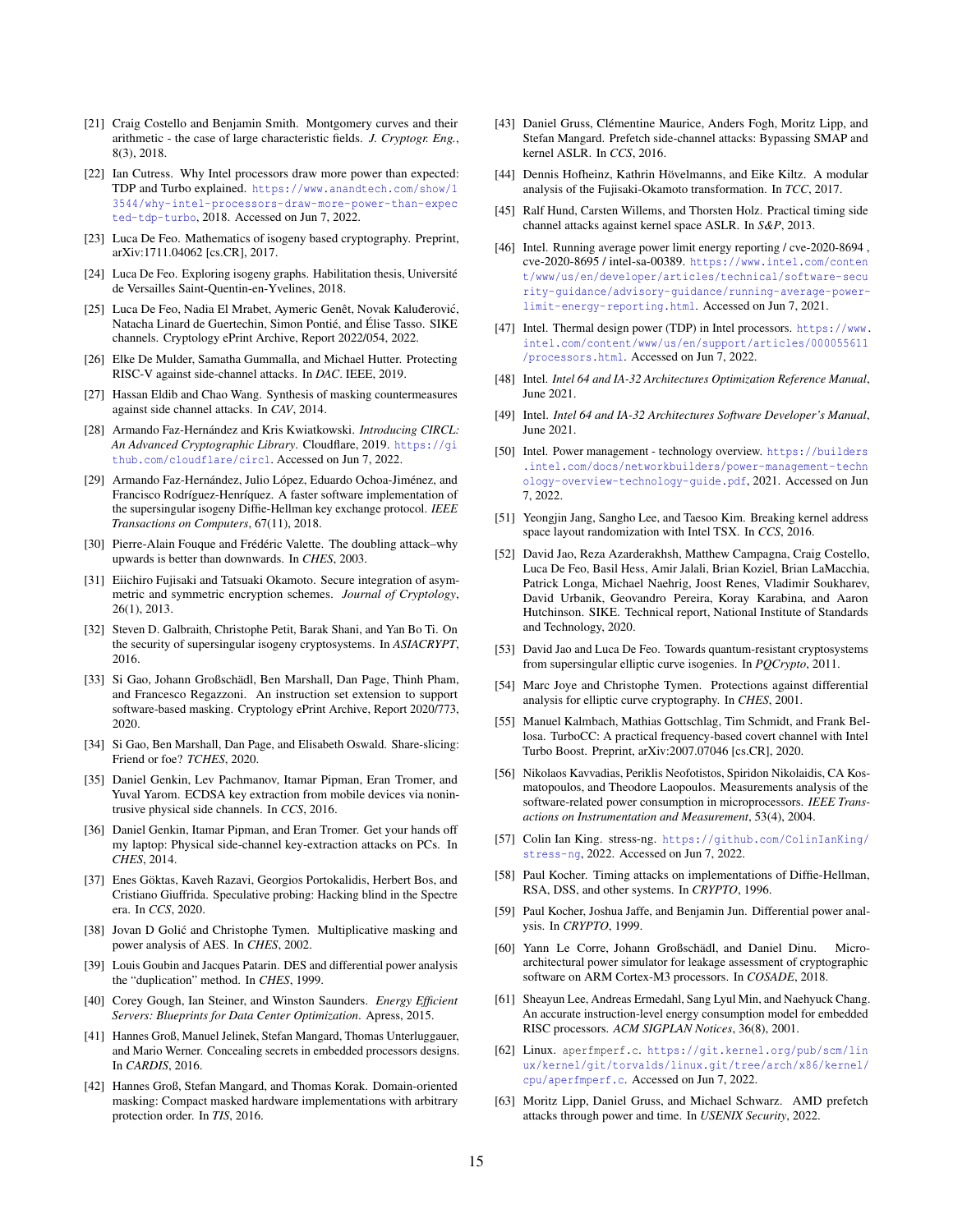[21] Craig Costello and Benjamin Smith. Montgomery curves and their arithmetic - the case of large characteristic fields. *J. Cryptogr. Eng.*, 8(3), 2018.

[22] Ian Cutress. Why Intel processors draw more power than expected: TDP and Turbo explained. https://www.anandtech.com/show/13544/why-intel-processors-draw-more-power-than-expected-tdp-turbo, 2018. Accessed on Jun 7, 2022.

[23] Luca De Feo. Mathematics of isogeny based cryptography. Preprint, arXiv:1711.04062 [cs.CR], 2017.

[24] Luca De Feo. Exploring isogeny graphs. Habilitation thesis, Université de Versailles Saint-Quentin-en-Yvelines, 2018.

[25] Luca De Feo, Nadia El Mrabet, Aymeric Genêt, Novak Kaluđerović, Natacha Linard de Guertechin, Simon Pontié, and Élise Tasso. SIKE channels. Cryptology ePrint Archive, Report 2022/054, 2022.

[26] Elke De Mulder, Samatha Gummalla, and Michael Hutter. Protecting RISC-V against side-channel attacks. In *DAC*. IEEE, 2019.

[27] Hassan Eldib and Chao Wang. Synthesis of masking countermeasures against side channel attacks. In *CAV*, 2014.

[28] Armando Faz-Hernández and Kris Kwiatkowski. *Introducing CIRCL: An Advanced Cryptographic Library*. Cloudflare, 2019. https://github.com/cloudflare/circl. Accessed on Jun 7, 2022.

[29] Armando Faz-Hernández, Julio López, Eduardo Ochoa-Jiménez, and Francisco Rodríguez-Henríquez. A faster software implementation of the supersingular isogeny Diffie-Hellman key exchange protocol. *IEEE Transactions on Computers*, 67(11), 2018.

[30] Pierre-Alain Fouque and Frédéric Valette. The doubling attack–why upwards is better than downwards. In *CHES*, 2003.

[31] Eiichiro Fujisaki and Tatsuaki Okamoto. Secure integration of asymmetric and symmetric encryption schemes. *Journal of Cryptology*, 26(1), 2013.

[32] Steven D. Galbraith, Christophe Petit, Barak Shani, and Yan Bo Ti. On the security of supersingular isogeny cryptosystems. In *ASIACRYPT*, 2016.

[33] Si Gao, Johann Großschädl, Ben Marshall, Dan Page, Thinh Pham, and Francesco Regazzoni. An instruction set extension to support software-based masking. Cryptology ePrint Archive, Report 2020/773, 2020.

[34] Si Gao, Ben Marshall, Dan Page, and Elisabeth Oswald. Share-slicing: Friend or foe? *TCHES*, 2020.

[35] Daniel Genkin, Lev Pachmanov, Itamar Pipman, Eran Tromer, and Yuval Yarom. ECDSA key extraction from mobile devices via nonintrusive physical side channels. In *CCS*, 2016.

[36] Daniel Genkin, Itamar Pipman, and Eran Tromer. Get your hands off my laptop: Physical side-channel key-extraction attacks on PCs. In *CHES*, 2014.

[37] Enes Göktas, Kaveh Razavi, Georgios Portokalidis, Herbert Bos, and Cristiano Giuffrida. Speculative probing: Hacking blind in the Spectre era. In *CCS*, 2020.

[38] Jovan D Golić and Christophe Tymen. Multiplicative masking and power analysis of AES. In *CHES*, 2002.

[39] Louis Goubin and Jacques Patarin. DES and differential power analysis the "duplication" method. In *CHES*, 1999.

[40] Corey Gough, Ian Steiner, and Winston Saunders. *Energy Efficient Servers: Blueprints for Data Center Optimization*. Apress, 2015.

[41] Hannes Groß, Manuel Jelinek, Stefan Mangard, Thomas Unterluggauer, and Mario Werner. Concealing secrets in embedded processors designs. In *CARDIS*, 2016.

[42] Hannes Groß, Stefan Mangard, and Thomas Korak. Domain-oriented masking: Compact masked hardware implementations with arbitrary protection order. In *TIS*, 2016.

[43] Daniel Gruss, Clémentine Maurice, Anders Fogh, Moritz Lipp, and Stefan Mangard. Prefetch side-channel attacks: Bypassing SMAP and kernel ASLR. In *CCS*, 2016.

[44] Dennis Hofheinz, Kathrin Hövelmanns, and Eike Kiltz. A modular analysis of the Fujisaki-Okamoto transformation. In *TCC*, 2017.

[45] Ralf Hund, Carsten Willems, and Thorsten Holz. Practical timing side channel attacks against kernel space ASLR. In *S&P*, 2013.

[46] Intel. Running average power limit energy reporting / cve-2020-8694 , cve-2020-8695 / intel-sa-00389. https://www.intel.com/content/www/us/en/developer/articles/technical/software-security-guidance/advisory-guidance/running-average-power-limit-energy-reporting.html. Accessed on Jun 7, 2021.

[47] Intel. Thermal design power (TDP) in Intel processors. https://www.intel.com/content/www/us/en/support/articles/000055611/processors.html. Accessed on Jun 7, 2022.

[48] Intel. *Intel 64 and IA-32 Architectures Optimization Reference Manual*, June 2021.

[49] Intel. *Intel 64 and IA-32 Architectures Software Developer's Manual*, June 2021.

[50] Intel. Power management - technology overview. https://builders.intel.com/docs/networkbuilders/power-management-technology-overview-technology-guide.pdf, 2021. Accessed on Jun 7, 2022.

[51] Yeongjin Jang, Sangho Lee, and Taesoo Kim. Breaking kernel address space layout randomization with Intel TSX. In *CCS*, 2016.

[52] David Jao, Reza Azarderakhsh, Matthew Campagna, Craig Costello, Luca De Feo, Basil Hess, Amir Jalali, Brian Koziel, Brian LaMacchia, Patrick Longa, Michael Naehrig, Joost Renes, Vladimir Soukharev, David Urbanik, Geovandro Pereira, Koray Karabina, and Aaron Hutchinson. SIKE. Technical report, National Institute of Standards and Technology, 2020.

[53] David Jao and Luca De Feo. Towards quantum-resistant cryptosystems from supersingular elliptic curve isogenies. In *PQCrypto*, 2011.

[54] Marc Joye and Christophe Tymen. Protections against differential analysis for elliptic curve cryptography. In *CHES*, 2001.

[55] Manuel Kalmbach, Mathias Gottschlag, Tim Schmidt, and Frank Bellosa. TurboCC: A practical frequency-based covert channel with Intel Turbo Boost. Preprint, arXiv:2007.07046 [cs.CR], 2020.

[56] Nikolaos Kavvadias, Periklis Neofotistos, Spiridon Nikolaidis, CA Kosmatopoulos, and Theodore Laopoulos. Measurements analysis of the software-related power consumption in microprocessors. *IEEE Transactions on Instrumentation and Measurement*, 53(4), 2004.

[57] Colin Ian King. stress-ng. https://github.com/ColinIanKing/stress-ng, 2022. Accessed on Jun 7, 2022.

[58] Paul Kocher. Timing attacks on implementations of Diffie-Hellman, RSA, DSS, and other systems. In *CRYPTO*, 1996.

[59] Paul Kocher, Joshua Jaffe, and Benjamin Jun. Differential power analysis. In *CRYPTO*, 1999.

[60] Yann Le Corre, Johann Großschädl, and Daniel Dinu. Micro-architectural power simulator for leakage assessment of cryptographic software on ARM Cortex-M3 processors. In *COSADE*, 2018.

[61] Sheayun Lee, Andreas Ermedahl, Sang Lyul Min, and Naehyuck Chang. An accurate instruction-level energy consumption model for embedded RISC processors. *ACM SIGPLAN Notices*, 36(8), 2001.

[62] Linux. `aperfmperf.c`. https://git.kernel.org/pub/scm/linux/kernel/git/torvalds/linux.git/tree/arch/x86/kernel/cpu/aperfmperf.c. Accessed on Jun 7, 2022.

[63] Moritz Lipp, Daniel Gruss, and Michael Schwarz. AMD prefetch attacks through power and time. In *USENIX Security*, 2022.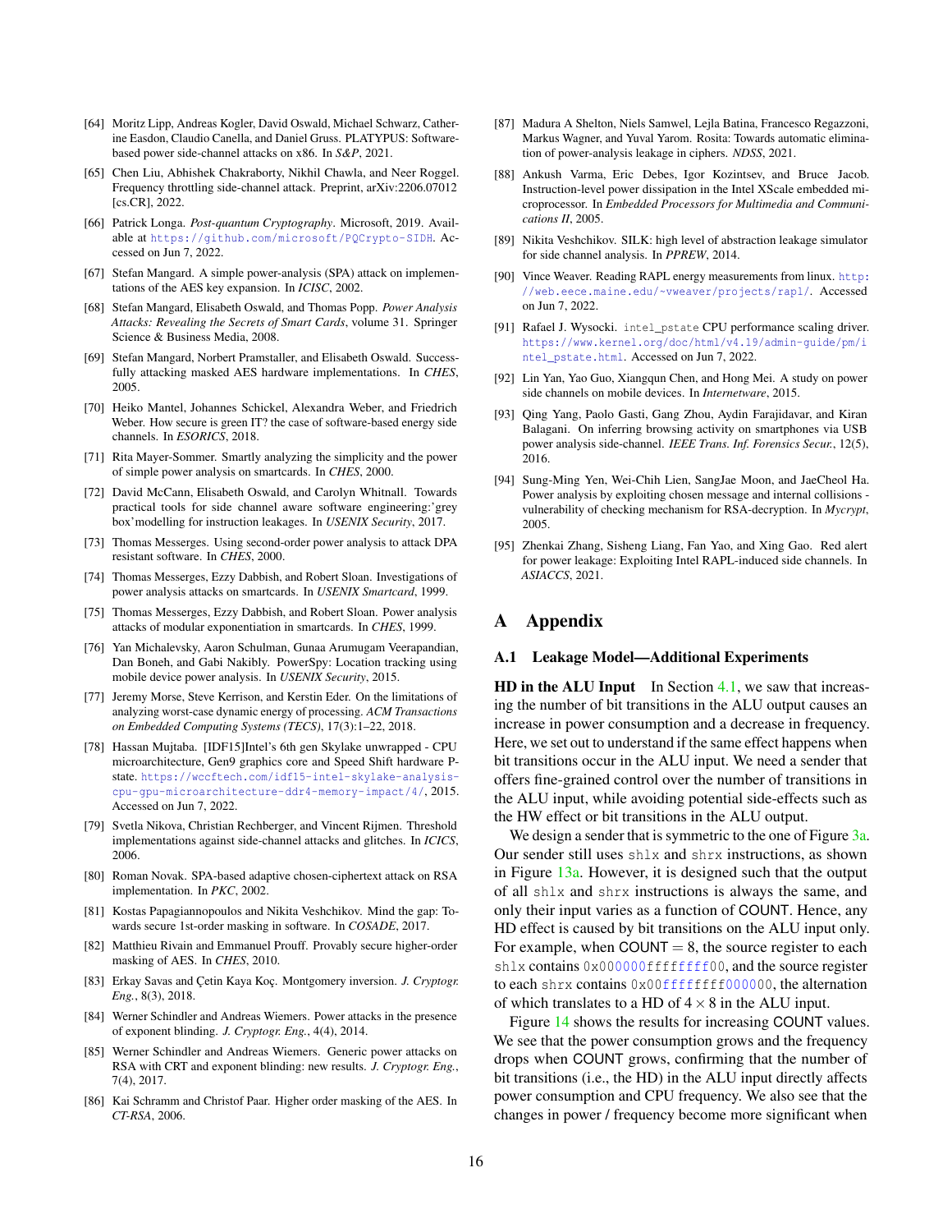[64] Moritz Lipp, Andreas Kogler, David Oswald, Michael Schwarz, Catherine Easdon, Claudio Canella, and Daniel Gruss. PLATYPUS: Software-based power side-channel attacks on x86. In *S&P*, 2021.

[65] Chen Liu, Abhishek Chakraborty, Nikhil Chawla, and Neer Roggel. Frequency throttling side-channel attack. Preprint, arXiv:2206.07012 [cs.CR], 2022.

[66] Patrick Longa. *Post-quantum Cryptography*. Microsoft, 2019. Available at https://github.com/microsoft/PQCrypto-SIDH. Accessed on Jun 7, 2022.

[67] Stefan Mangard. A simple power-analysis (SPA) attack on implementations of the AES key expansion. In *ICISC*, 2002.

[68] Stefan Mangard, Elisabeth Oswald, and Thomas Popp. *Power Analysis Attacks: Revealing the Secrets of Smart Cards*, volume 31. Springer Science & Business Media, 2008.

[69] Stefan Mangard, Norbert Pramstaller, and Elisabeth Oswald. Successfully attacking masked AES hardware implementations. In *CHES*, 2005.

[70] Heiko Mantel, Johannes Schickel, Alexandra Weber, and Friedrich Weber. How secure is green IT? the case of software-based energy side channels. In *ESORICS*, 2018.

[71] Rita Mayer-Sommer. Smartly analyzing the simplicity and the power of simple power analysis on smartcards. In *CHES*, 2000.

[72] David McCann, Elisabeth Oswald, and Carolyn Whitnall. Towards practical tools for side channel aware software engineering:'grey box'modelling for instruction leakages. In *USENIX Security*, 2017.

[73] Thomas Messerges. Using second-order power analysis to attack DPA resistant software. In *CHES*, 2000.

[74] Thomas Messerges, Ezzy Dabbish, and Robert Sloan. Investigations of power analysis attacks on smartcards. In *USENIX Smartcard*, 1999.

[75] Thomas Messerges, Ezzy Dabbish, and Robert Sloan. Power analysis attacks of modular exponentiation in smartcards. In *CHES*, 1999.

[76] Yan Michalevsky, Aaron Schulman, Gunaa Arumugam Veerapandian, Dan Boneh, and Gabi Nakibly. PowerSpy: Location tracking using mobile device power analysis. In *USENIX Security*, 2015.

[77] Jeremy Morse, Steve Kerrison, and Kerstin Eder. On the limitations of analyzing worst-case dynamic energy of processing. *ACM Transactions on Embedded Computing Systems (TECS)*, 17(3):1–22, 2018.

[78] Hassan Mujtaba. [IDF15]Intel's 6th gen Skylake unwrapped - CPU microarchitecture, Gen9 graphics core and Speed Shift hardware P-state. https://wccftech.com/idf15-intel-skylake-analysis-cpu-gpu-microarchitecture-ddr4-memory-impact/4/, 2015. Accessed on Jun 7, 2022.

[79] Svetla Nikova, Christian Rechberger, and Vincent Rijmen. Threshold implementations against side-channel attacks and glitches. In *ICICS*, 2006.

[80] Roman Novak. SPA-based adaptive chosen-ciphertext attack on RSA implementation. In *PKC*, 2002.

[81] Kostas Papagiannopoulos and Nikita Veshchikov. Mind the gap: Towards secure 1st-order masking in software. In *COSADE*, 2017.

[82] Matthieu Rivain and Emmanuel Prouff. Provably secure higher-order masking of AES. In *CHES*, 2010.

[83] Erkay Savas and Çetin Kaya Koç. Montgomery inversion. *J. Cryptogr. Eng.*, 8(3), 2018.

[84] Werner Schindler and Andreas Wiemers. Power attacks in the presence of exponent blinding. *J. Cryptogr. Eng.*, 4(4), 2014.

[85] Werner Schindler and Andreas Wiemers. Generic power attacks on RSA with CRT and exponent blinding: new results. *J. Cryptogr. Eng.*, 7(4), 2017.

[86] Kai Schramm and Christof Paar. Higher order masking of the AES. In *CT-RSA*, 2006.

[87] Madura A Shelton, Niels Samwel, Lejla Batina, Francesco Regazzoni, Markus Wagner, and Yuval Yarom. Rosita: Towards automatic elimination of power-analysis leakage in ciphers. *NDSS*, 2021.

[88] Ankush Varma, Eric Debes, Igor Kozintsev, and Bruce Jacob. Instruction-level power dissipation in the Intel XScale embedded microprocessor. In *Embedded Processors for Multimedia and Communications II*, 2005.

[89] Nikita Veshchikov. SILK: high level of abstraction leakage simulator for side channel analysis. In *PPREW*, 2014.

[90] Vince Weaver. Reading RAPL energy measurements from linux. http://web.eece.maine.edu/~vweaver/projects/rapl/. Accessed on Jun 7, 2022.

[91] Rafael J. Wysocki. `intel_pstate` CPU performance scaling driver. https://www.kernel.org/doc/html/v4.19/admin-guide/pm/intel_pstate.html. Accessed on Jun 7, 2022.

[92] Lin Yan, Yao Guo, Xiangqun Chen, and Hong Mei. A study on power side channels on mobile devices. In *Internetware*, 2015.

[93] Qing Yang, Paolo Gasti, Gang Zhou, Aydin Farajidavar, and Kiran Balagani. On inferring browsing activity on smartphones via USB power analysis side-channel. *IEEE Trans. Inf. Forensics Secur.*, 12(5), 2016.

[94] Sung-Ming Yen, Wei-Chih Lien, SangJae Moon, and JaeCheol Ha. Power analysis by exploiting chosen message and internal collisions - vulnerability of checking mechanism for RSA-decryption. In *Mycrypt*, 2005.

[95] Zhenkai Zhang, Sisheng Liang, Fan Yao, and Xing Gao. Red alert for power leakage: Exploiting Intel RAPL-induced side channels. In *ASIACCS*, 2021.

# A Appendix

## A.1 Leakage Model—Additional Experiments

**HD in the ALU Input** In Section 4.1, we saw that increasing the number of bit transitions in the ALU output causes an increase in power consumption and a decrease in frequency. Here, we set out to understand if the same effect happens when bit transitions occur in the ALU input. We need a sender that offers fine-grained control over the number of transitions in the ALU input, while avoiding potential side-effects such as the HW effect or bit transitions in the ALU output.

We design a sender that is symmetric to the one of Figure 3a. Our sender still uses `shlx` and `shrx` instructions, as shown in Figure 13a. However, it is designed such that the output of all `shlx` and `shrx` instructions is always the same, and only their input varies as a function of COUNT. Hence, any HD effect is caused by bit transitions on the ALU input only. For example, when COUNT $= 8$, the source register to each `shlx` contains `0x000000ffffffff00`, and the source register to each `shrx` contains `0x00ffffffff000000`, the alternation of which translates to a HD of $4 \times 8$ in the ALU input.

Figure 14 shows the results for increasing COUNT values. We see that the power consumption grows and the frequency drops when COUNT grows, confirming that the number of bit transitions (i.e., the HD) in the ALU input directly affects power consumption and CPU frequency. We also see that the changes in power / frequency become more significant when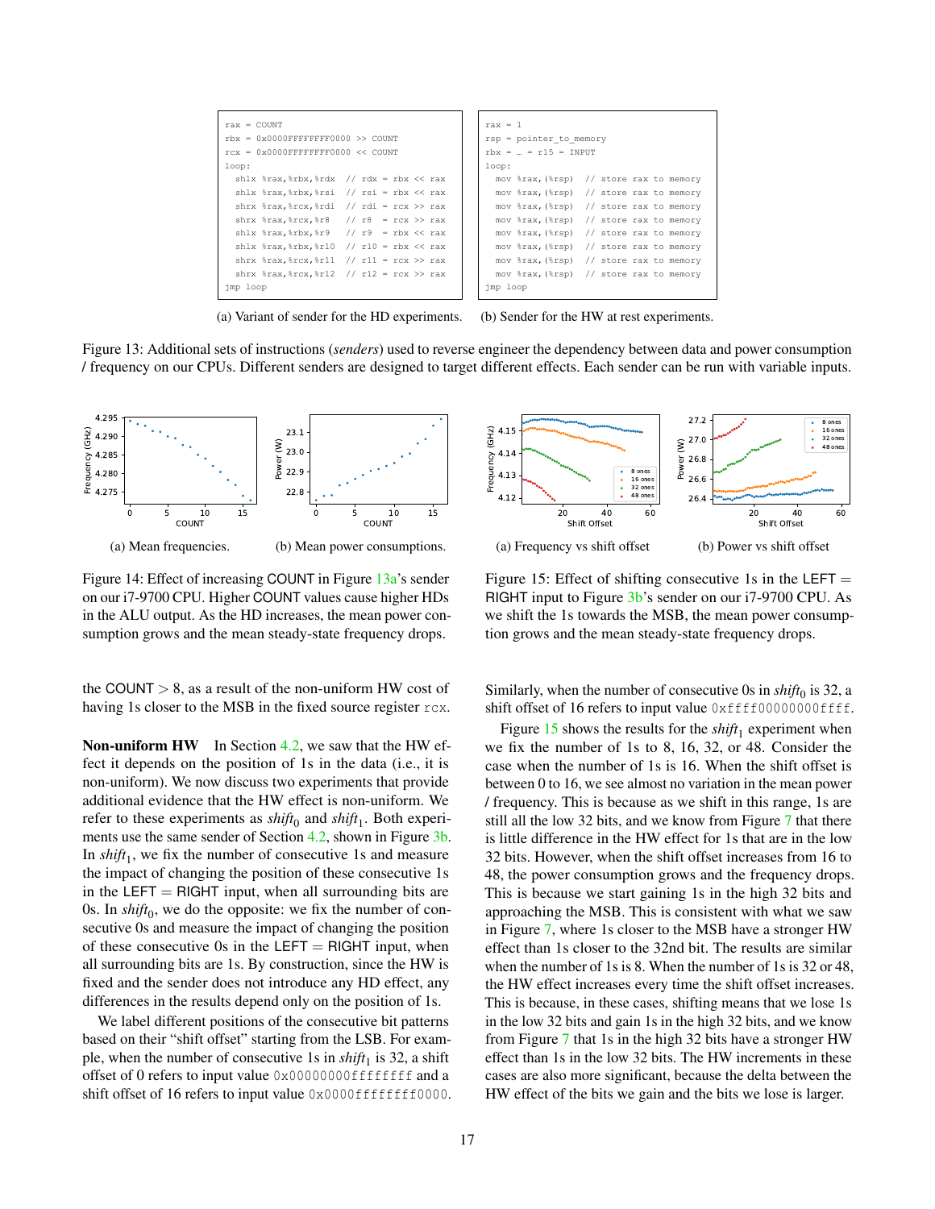```
rax = COUNT
rbx = 0x0000FFFFFFFF0000 >> COUNT
rcx = 0x0000FFFFFFFF0000 << COUNT
loop:
  shlx %rax,%rbx,%rdx   // rdx = rbx << rax
  shlx %rax,%rbx,%rsi   // rsi = rbx << rax
  shrx %rax,%rcx,%rdi   // rdi = rcx >> rax
  shrx %rax,%rcx,%r8    // r8  = rcx >> rax
  shlx %rax,%rbx,%r9    // r9  = rbx << rax
  shlx %rax,%rbx,%r10   // r10 = rbx << rax
  shrx %rax,%rcx,%r11   // r11 = rcx >> rax
  shrx %rax,%rcx,%r12   // r12 = rcx >> rax
jmp loop
```

(a) Variant of sender for the HD experiments.

```
rax = 1
rsp = pointer_to_memory
rbx = … = r15 = INPUT
loop:
  mov %rax,(%rsp)   // store rax to memory
  mov %rax,(%rsp)   // store rax to memory
  mov %rax,(%rsp)   // store rax to memory
  mov %rax,(%rsp)   // store rax to memory
  mov %rax,(%rsp)   // store rax to memory
  mov %rax,(%rsp)   // store rax to memory
  mov %rax,(%rsp)   // store rax to memory
  mov %rax,(%rsp)   // store rax to memory
jmp loop
```

(b) Sender for the HW at rest experiments.

Figure 13: Additional sets of instructions (*senders*) used to reverse engineer the dependency between data and power consumption / frequency on our CPUs. Different senders are designed to target different effects. Each sender can be run with variable inputs.

(a) Mean frequencies. (b) Mean power consumptions.

Figure 14: Effect of increasing COUNT in Figure 13a's sender on our i7-9700 CPU. Higher COUNT values cause higher HDs in the ALU output. As the HD increases, the mean power consumption grows and the mean steady-state frequency drops.

(a) Frequency vs shift offset (b) Power vs shift offset

Figure 15: Effect of shifting consecutive 1s in the LEFT = RIGHT input to Figure 3b's sender on our i7-9700 CPU. As we shift the 1s towards the MSB, the mean power consumption grows and the mean steady-state frequency drops.

the COUNT > 8, as a result of the non-uniform HW cost of having 1s closer to the MSB in the fixed source register rcx.

**Non-uniform HW** In Section 4.2, we saw that the HW effect it depends on the position of 1s in the data (i.e., it is non-uniform). We now discuss two experiments that provide additional evidence that the HW effect is non-uniform. We refer to these experiments as $shift_0$ and $shift_1$. Both experiments use the same sender of Section 4.2, shown in Figure 3b. In $shift_1$, we fix the number of consecutive 1s and measure the impact of changing the position of these consecutive 1s in the LEFT = RIGHT input, when all surrounding bits are 0s. In $shift_0$, we do the opposite: we fix the number of consecutive 0s and measure the impact of changing the position of these consecutive 0s in the LEFT = RIGHT input, when all surrounding bits are 1s. By construction, since the HW is fixed and the sender does not introduce any HD effect, any differences in the results depend only on the position of 1s.

We label different positions of the consecutive bit patterns based on their "shift offset" starting from the LSB. For example, when the number of consecutive 1s in $shift_1$ is 32, a shift offset of 0 refers to input value 0x00000000ffffffff and a shift offset of 16 refers to input value 0x0000ffffffff0000. Similarly, when the number of consecutive 0s in $shift_0$ is 32, a shift offset of 16 refers to input value 0xffff00000000ffff.

Figure 15 shows the results for the $shift_1$ experiment when we fix the number of 1s to 8, 16, 32, or 48. Consider the case when the number of 1s is 16. When the shift offset is between 0 to 16, we see almost no variation in the mean power / frequency. This is because as we shift in this range, 1s are still all the low 32 bits, and we know from Figure 7 that there is little difference in the HW effect for 1s that are in the low 32 bits. However, when the shift offset increases from 16 to 48, the power consumption grows and the frequency drops. This is because we start gaining 1s in the high 32 bits and approaching the MSB. This is consistent with what we saw in Figure 7, where 1s closer to the MSB have a stronger HW effect than 1s closer to the 32nd bit. The results are similar when the number of 1s is 8. When the number of 1s is 32 or 48, the HW effect increases every time the shift offset increases. This is because, in these cases, shifting means that we lose 1s in the low 32 bits and gain 1s in the high 32 bits, and we know from Figure 7 that 1s in the high 32 bits have a stronger HW effect than 1s in the low 32 bits. The HW increments in these cases are also more significant, because the delta between the HW effect of the bits we gain and the bits we lose is larger.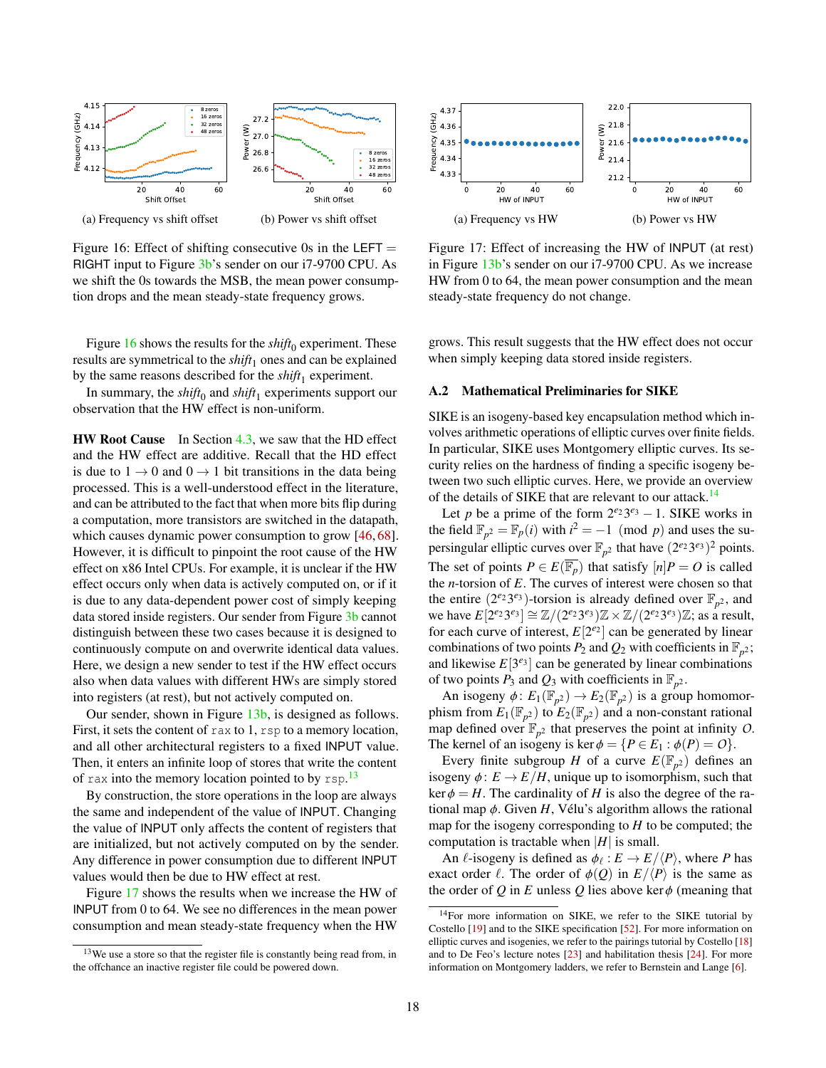(a) Frequency vs shift offset

(b) Power vs shift offset

Figure 16: Effect of shifting consecutive 0s in the LEFT = RIGHT input to Figure 3b's sender on our i7-9700 CPU. As we shift the 0s towards the MSB, the mean power consumption drops and the mean steady-state frequency grows.

(a) Frequency vs HW

(b) Power vs HW

Figure 17: Effect of increasing the HW of INPUT (at rest) in Figure 13b's sender on our i7-9700 CPU. As we increase HW from 0 to 64, the mean power consumption and the mean steady-state frequency do not change.

Figure 16 shows the results for the $shift_0$ experiment. These results are symmetrical to the $shift_1$ ones and can be explained by the same reasons described for the $shift_1$ experiment.

In summary, the $shift_0$ and $shift_1$ experiments support our observation that the HW effect is non-uniform.

**HW Root Cause** In Section 4.3, we saw that the HD effect and the HW effect are additive. Recall that the HD effect is due to $1 \rightarrow 0$ and $0 \rightarrow 1$ bit transitions in the data being processed. This is a well-understood effect in the literature, and can be attributed to the fact that when more bits flip during a computation, more transistors are switched in the datapath, which causes dynamic power consumption to grow [46, 68]. However, it is difficult to pinpoint the root cause of the HW effect on x86 Intel CPUs. For example, it is unclear if the HW effect occurs only when data is actively computed on, or if it is due to any data-dependent power cost of simply keeping data stored inside registers. Our sender from Figure 3b cannot distinguish between these two cases because it is designed to continuously compute on and overwrite identical data values. Here, we design a new sender to test if the HW effect occurs also when data values with different HWs are simply stored into registers (at rest), but not actively computed on.

Our sender, shown in Figure 13b, is designed as follows. First, it sets the content of `rax` to 1, `rsp` to a memory location, and all other architectural registers to a fixed INPUT value. Then, it enters an infinite loop of stores that write the content of `rax` into the memory location pointed to by `rsp`.[13]

By construction, the store operations in the loop are always the same and independent of the value of INPUT. Changing the value of INPUT only affects the content of registers that are initialized, but not actively computed on by the sender. Any difference in power consumption due to different INPUT values would then be due to HW effect at rest.

Figure 17 shows the results when we increase the HW of INPUT from 0 to 64. We see no differences in the mean power consumption and mean steady-state frequency when the HW grows. This result suggests that the HW effect does not occur when simply keeping data stored inside registers.

[13]We use a store so that the register file is constantly being read from, in the offchance an inactive register file could be powered down.

### A.2 Mathematical Preliminaries for SIKE

SIKE is an isogeny-based key encapsulation method which involves arithmetic operations of elliptic curves over finite fields. In particular, SIKE uses Montgomery elliptic curves. Its security relies on the hardness of finding a specific isogeny between two such elliptic curves. Here, we provide an overview of the details of SIKE that are relevant to our attack.[14]

Let $p$ be a prime of the form $2^{e_2}3^{e_3} - 1$. SIKE works in the field $\mathbb{F}_{p^2} = \mathbb{F}_p(i)$ with $i^2 = -1 \pmod{p}$ and uses the supersingular elliptic curves over $\mathbb{F}_{p^2}$ that have $(2^{e_2}3^{e_3})^2$ points. The set of points $P \in E(\overline{\mathbb{F}_p})$ that satisfy $[n]P = O$ is called the $n$-torsion of $E$. The curves of interest were chosen so that the entire $(2^{e_2}3^{e_3})$-torsion is already defined over $\mathbb{F}_{p^2}$, and we have $E[2^{e_2}3^{e_3}] \cong \mathbb{Z}/(2^{e_2}3^{e_3})\mathbb{Z} \times \mathbb{Z}/(2^{e_2}3^{e_3})\mathbb{Z}$; as a result, for each curve of interest, $E[2^{e_2}]$ can be generated by linear combinations of two points $P_2$ and $Q_2$ with coefficients in $\mathbb{F}_{p^2}$; and likewise $E[3^{e_3}]$ can be generated by linear combinations of two points $P_3$ and $Q_3$ with coefficients in $\mathbb{F}_{p^2}$.

An isogeny $\phi\colon E_1(\mathbb{F}_{p^2}) \rightarrow E_2(\mathbb{F}_{p^2})$ is a group homomorphism from $E_1(\mathbb{F}_{p^2})$ to $E_2(\mathbb{F}_{p^2})$ and a non-constant rational map defined over $\mathbb{F}_{p^2}$ that preserves the point at infinity $O$. The kernel of an isogeny is $\ker\phi = \{P \in E_1 : \phi(P) = O\}$.

Every finite subgroup $H$ of a curve $E(\mathbb{F}_{p^2})$ defines an isogeny $\phi\colon E \rightarrow E/H$, unique up to isomorphism, such that $\ker\phi = H$. The cardinality of $H$ is also the degree of the rational map $\phi$. Given $H$, Vélu's algorithm allows the rational map for the isogeny corresponding to $H$ to be computed; the computation is tractable when $|H|$ is small.

An $\ell$-isogeny is defined as $\phi_\ell : E \rightarrow E/\langle P \rangle$, where $P$ has exact order $\ell$. The order of $\phi(Q)$ in $E/\langle P \rangle$ is the same as the order of $Q$ in $E$ unless $Q$ lies above $\ker\phi$ (meaning that

[14]For more information on SIKE, we refer to the SIKE tutorial by Costello [19] and to the SIKE specification [52]. For more information on elliptic curves and isogenies, we refer to the pairings tutorial by Costello [18] and to De Feo's lecture notes [23] and habilitation thesis [24]. For more information on Montgomery ladders, we refer to Bernstein and Lange [6].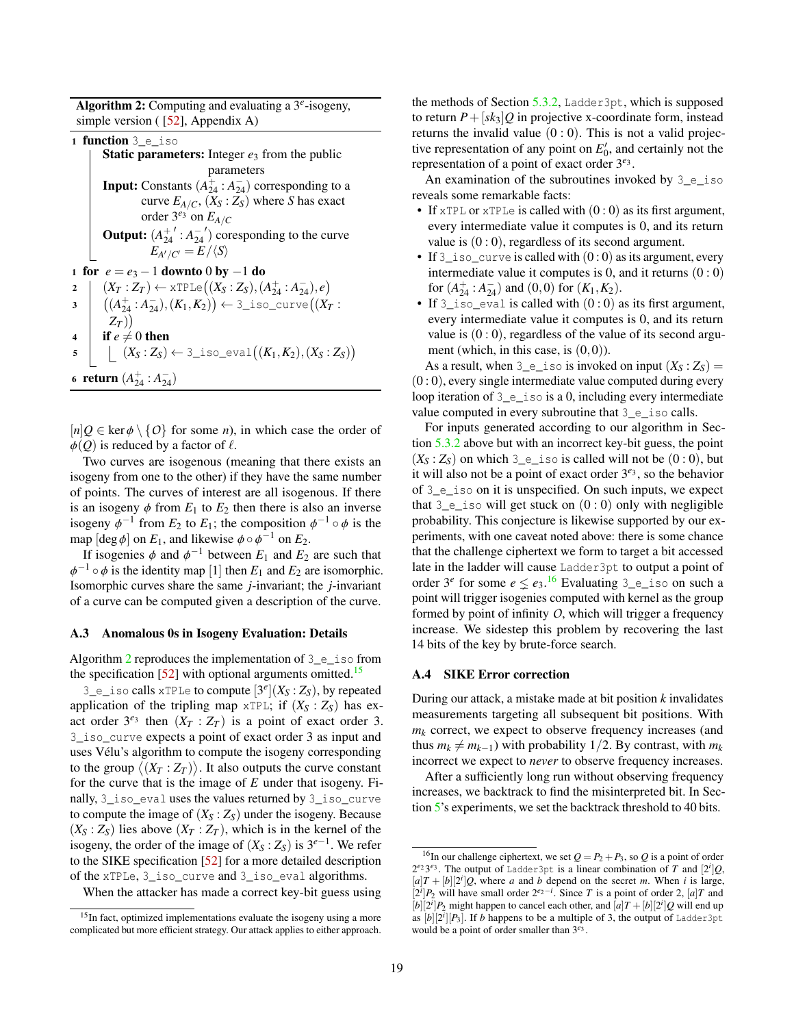**Algorithm 2:** Computing and evaluating a $3^e$-isogeny, simple version ( [52], Appendix A)

```
1  function 3_e_iso
       Static parameters: Integer e_3 from the public parameters
       Input: Constants (A24+ : A24-) corresponding to a curve E_{A/C}, (X_S : Z_S) where S has exact order 3^{e_3} on E_{A/C}
       Output: (A24+' : A24-') coresponding to the curve E_{A'/C'} = E/<S>
1  for e = e_3 - 1 downto 0 by -1 do
2      (X_T : Z_T) <- xTPLe((X_S : Z_S), (A24+ : A24-), e)
3      ((A24+ : A24-), (K1, K2)) <- 3_iso_curve((X_T : Z_T))
4      if e != 0 then
5          (X_S : Z_S) <- 3_iso_eval((K1, K2), (X_S : Z_S))
6  return (A24+ : A24-)
```

$[n]Q \in \ker \phi \setminus \{O\}$ for some $n$), in which case the order of $\phi(Q)$ is reduced by a factor of $\ell$.

Two curves are isogenous (meaning that there exists an isogeny from one to the other) if they have the same number of points. The curves of interest are all isogenous. If there is an isogeny $\phi$ from $E_1$ to $E_2$ then there is also an inverse isogeny $\phi^{-1}$ from $E_2$ to $E_1$; the composition $\phi^{-1} \circ \phi$ is the map $[\deg \phi]$ on $E_1$, and likewise $\phi \circ \phi^{-1}$ on $E_2$.

If isogenies $\phi$ and $\phi^{-1}$ between $E_1$ and $E_2$ are such that $\phi^{-1} \circ \phi$ is the identity map [1] then $E_1$ and $E_2$ are isomorphic. Isomorphic curves share the same $j$-invariant; the $j$-invariant of a curve can be computed given a description of the curve.

### A.3 Anomalous 0s in Isogeny Evaluation: Details

Algorithm 2 reproduces the implementation of 3_e_iso from the specification [52] with optional arguments omitted.[15]

3_e_iso calls xTPLe to compute $[3^e](X_S : Z_S)$, by repeated application of the tripling map xTPL; if $(X_S : Z_S)$ has exact order $3^{e_3}$ then $(X_T : Z_T)$ is a point of exact order 3. 3_iso_curve expects a point of exact order 3 as input and uses Vélu's algorithm to compute the isogeny corresponding to the group $\langle (X_T : Z_T) \rangle$. It also outputs the curve constant for the curve that is the image of $E$ under that isogeny. Finally, 3_iso_eval uses the values returned by 3_iso_curve to compute the image of $(X_S : Z_S)$ under the isogeny. Because $(X_S : Z_S)$ lies above $(X_T : Z_T)$, which is in the kernel of the isogeny, the order of the image of $(X_S : Z_S)$ is $3^{e-1}$. We refer to the SIKE specification [52] for a more detailed description of the xTPLe, 3_iso_curve and 3_iso_eval algorithms.

When the attacker has made a correct key-bit guess using the methods of Section 5.3.2, Ladder3pt, which is supposed to return $P + [sk_3]Q$ in projective x-coordinate form, instead returns the invalid value $(0 : 0)$. This is not a valid projective representation of any point on $E_0'$, and certainly not the representation of a point of exact order $3^{e_3}$.

An examination of the subroutines invoked by 3_e_iso reveals some remarkable facts:

- If xTPL or xTPLe is called with $(0 : 0)$ as its first argument, every intermediate value it computes is 0, and its return value is $(0 : 0)$, regardless of its second argument.
- If 3_iso_curve is called with $(0 : 0)$ as its argument, every intermediate value it computes is 0, and it returns $(0 : 0)$ for $(A_{24}^+ : A_{24}^-)$ and $(0, 0)$ for $(K_1, K_2)$.
- If 3_iso_eval is called with $(0 : 0)$ as its first argument, every intermediate value it computes is 0, and its return value is $(0 : 0)$, regardless of the value of its second argument (which, in this case, is $(0, 0)$).

As a result, when 3_e_iso is invoked on input $(X_S : Z_S) = (0 : 0)$, every single intermediate value computed during every loop iteration of 3_e_iso is a 0, including every intermediate value computed in every subroutine that 3_e_iso calls.

For inputs generated according to our algorithm in Section 5.3.2 above but with an incorrect key-bit guess, the point $(X_S : Z_S)$ on which 3_e_iso is called will not be $(0 : 0)$, but it will also not be a point of exact order $3^{e_3}$, so the behavior of 3_e_iso on it is unspecified. On such inputs, we expect that 3_e_iso will get stuck on $(0 : 0)$ only with negligible probability. This conjecture is likewise supported by our experiments, with one caveat noted above: there is some chance that the challenge ciphertext we form to target a bit accessed late in the ladder will cause Ladder3pt to output a point of order $3^e$ for some $e \lesssim e_3$.[16] Evaluating 3_e_iso on such a point will trigger isogenies computed with kernel as the group formed by point of infinity $O$, which will trigger a frequency increase. We sidestep this problem by recovering the last 14 bits of the key by brute-force search.

### A.4 SIKE Error correction

During our attack, a mistake made at bit position $k$ invalidates measurements targeting all subsequent bit positions. With $m_k$ correct, we expect to observe frequency increases (and thus $m_k \neq m_{k-1}$) with probability 1/2. By contrast, with $m_k$ incorrect we expect to *never* to observe frequency increases.

After a sufficiently long run without observing frequency increases, we backtrack to find the misinterpreted bit. In Section 5's experiments, we set the backtrack threshold to 40 bits.

---

[15] In fact, optimized implementations evaluate the isogeny using a more complicated but more efficient strategy. Our attack applies to either approach.

[16] In our challenge ciphertext, we set $Q = P_2 + P_3$, so $Q$ is a point of order $2^{e_2}3^{e_3}$. The output of Ladder3pt is a linear combination of $T$ and $[2^i]Q$, $[a]T + [b][2^i]Q$, where $a$ and $b$ depend on the secret $m$. When $i$ is large, $[2^i]P_2$ will have small order $2^{e_2 - i}$. Since $T$ is a point of order 2, $[a]T$ and $[b][2^i]P_2$ might happen to cancel each other, and $[a]T + [b][2^i]Q$ will end up as $[b][2^i][P_3]$. If $b$ happens to be a multiple of 3, the output of Ladder3pt would be a point of order smaller than $3^{e_3}$.